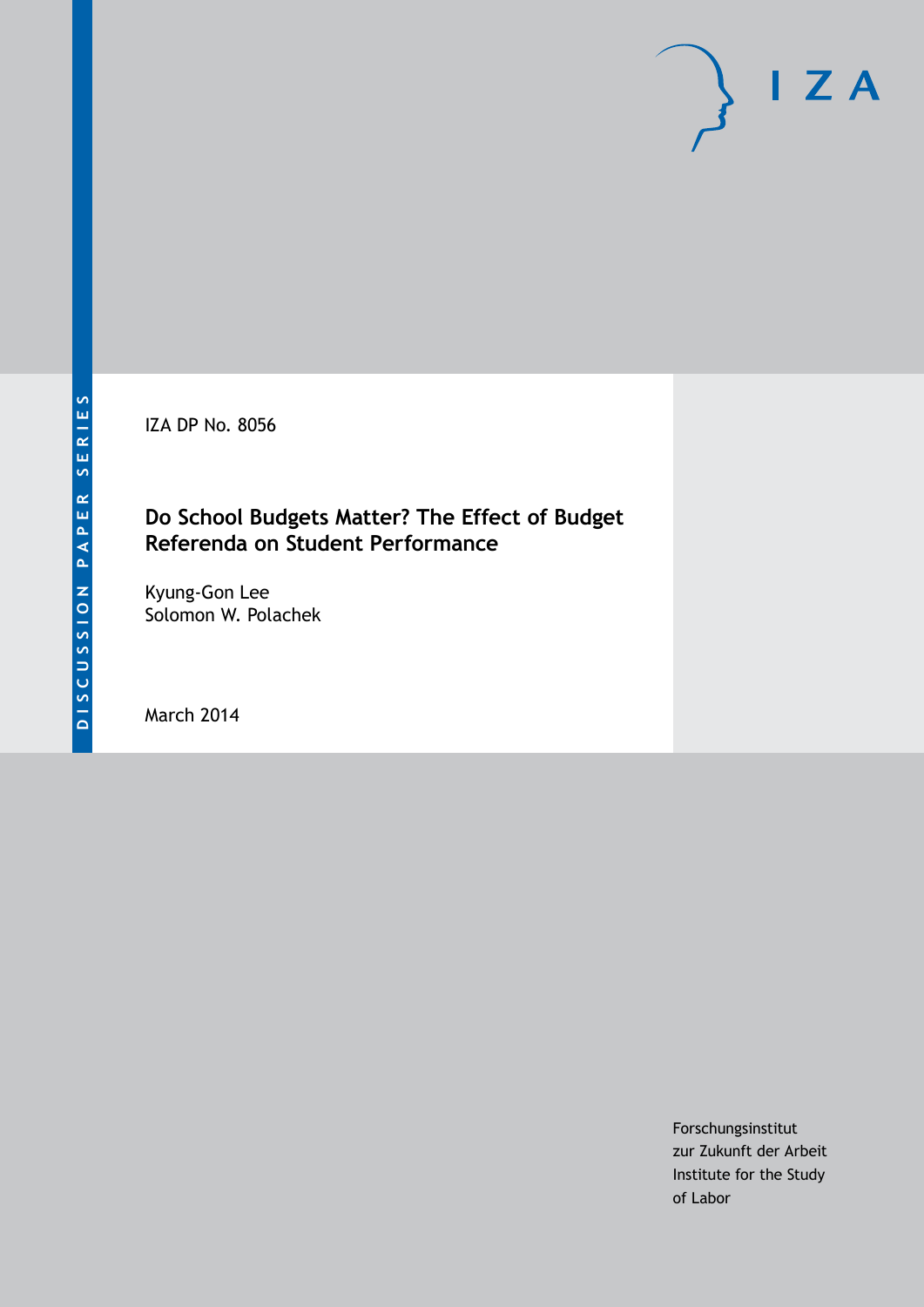DISCUSSION PAPER SERIES

IZA DP No. 8056

# Do School Budgets Matter? The Effect of Budget Referenda on Student Performance

Kyung-Gon Lee
Solomon W. Polachek

March 2014

IZA

Forschungsinstitut
zur Zukunft der Arbeit
Institute for the Study
of Labor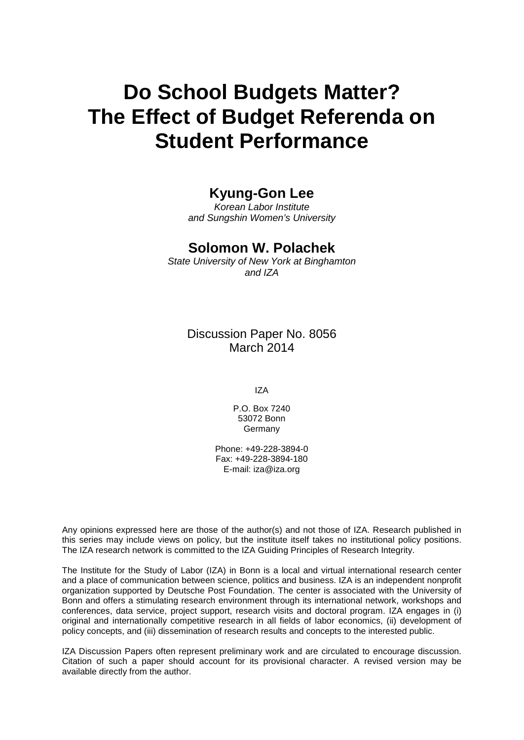# Do School Budgets Matter? The Effect of Budget Referenda on Student Performance

## Kyung-Gon Lee

*Korean Labor Institute and Sungshin Women's University*

## Solomon W. Polachek

*State University of New York at Binghamton and IZA*

Discussion Paper No. 8056
March 2014

IZA

P.O. Box 7240
53072 Bonn
Germany

Phone: +49-228-3894-0
Fax: +49-228-3894-180
E-mail: iza@iza.org

Any opinions expressed here are those of the author(s) and not those of IZA. Research published in this series may include views on policy, but the institute itself takes no institutional policy positions. The IZA research network is committed to the IZA Guiding Principles of Research Integrity.

The Institute for the Study of Labor (IZA) in Bonn is a local and virtual international research center and a place of communication between science, politics and business. IZA is an independent nonprofit organization supported by Deutsche Post Foundation. The center is associated with the University of Bonn and offers a stimulating research environment through its international network, workshops and conferences, data service, project support, research visits and doctoral program. IZA engages in (i) original and internationally competitive research in all fields of labor economics, (ii) development of policy concepts, and (iii) dissemination of research results and concepts to the interested public.

IZA Discussion Papers often represent preliminary work and are circulated to encourage discussion. Citation of such a paper should account for its provisional character. A revised version may be available directly from the author.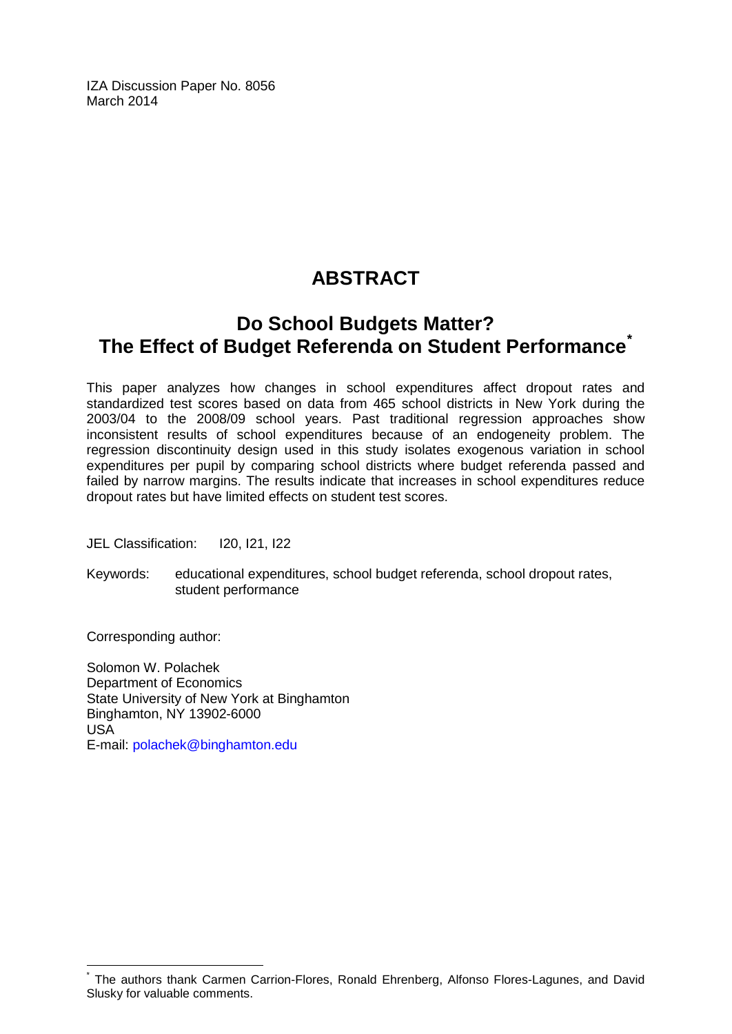IZA Discussion Paper No. 8056
March 2014

# ABSTRACT

## Do School Budgets Matter? The Effect of Budget Referenda on Student Performance*

This paper analyzes how changes in school expenditures affect dropout rates and standardized test scores based on data from 465 school districts in New York during the 2003/04 to the 2008/09 school years. Past traditional regression approaches show inconsistent results of school expenditures because of an endogeneity problem. The regression discontinuity design used in this study isolates exogenous variation in school expenditures per pupil by comparing school districts where budget referenda passed and failed by narrow margins. The results indicate that increases in school expenditures reduce dropout rates but have limited effects on student test scores.

JEL Classification: I20, I21, I22

Keywords: educational expenditures, school budget referenda, school dropout rates, student performance

Corresponding author:

Solomon W. Polachek
Department of Economics
State University of New York at Binghamton
Binghamton, NY 13902-6000
USA
E-mail: polachek@binghamton.edu

---

* The authors thank Carmen Carrion-Flores, Ronald Ehrenberg, Alfonso Flores-Lagunes, and David Slusky for valuable comments.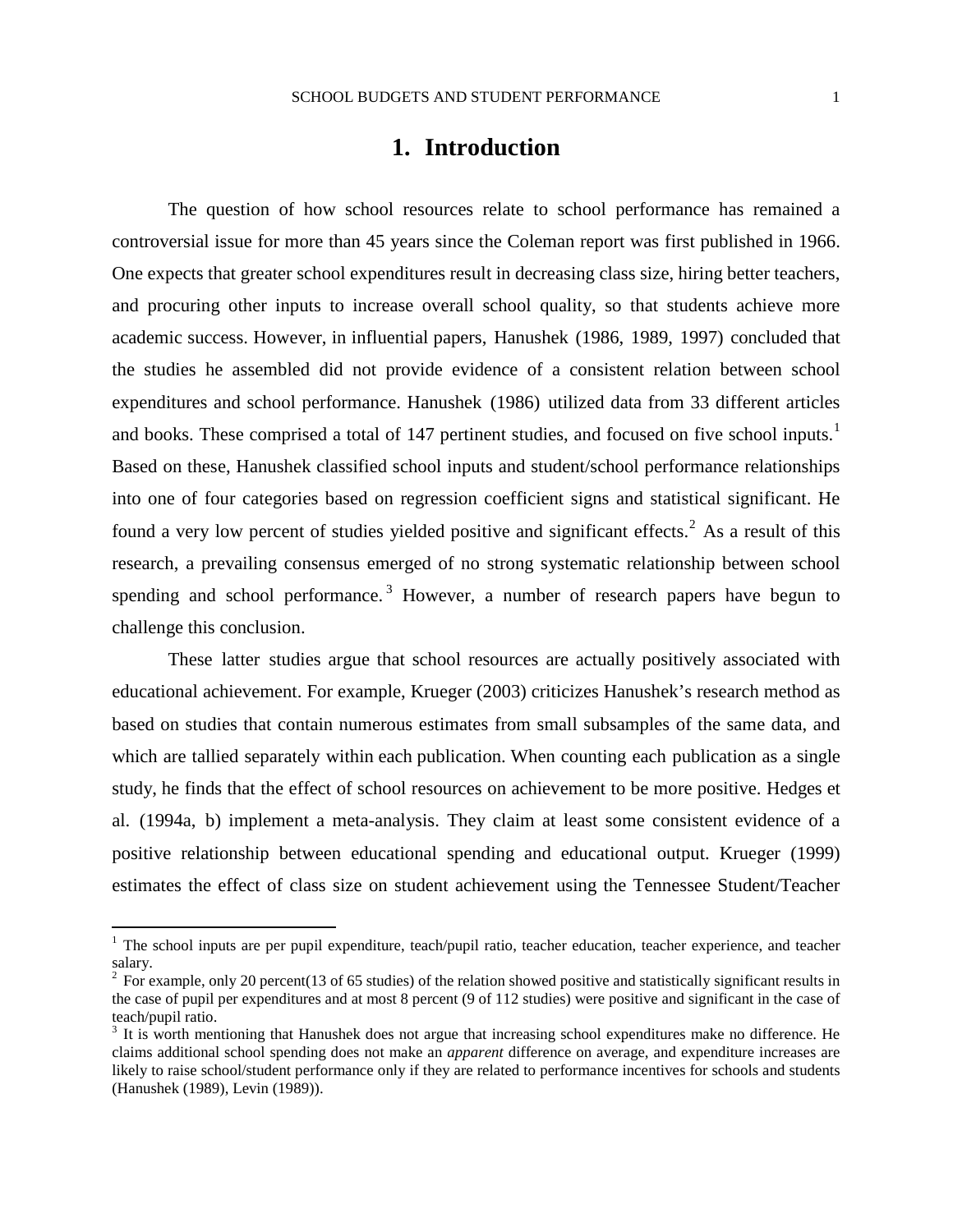# 1. Introduction

The question of how school resources relate to school performance has remained a controversial issue for more than 45 years since the Coleman report was first published in 1966. One expects that greater school expenditures result in decreasing class size, hiring better teachers, and procuring other inputs to increase overall school quality, so that students achieve more academic success. However, in influential papers, Hanushek (1986, 1989, 1997) concluded that the studies he assembled did not provide evidence of a consistent relation between school expenditures and school performance. Hanushek (1986) utilized data from 33 different articles and books. These comprised a total of 147 pertinent studies, and focused on five school inputs.[1] Based on these, Hanushek classified school inputs and student/school performance relationships into one of four categories based on regression coefficient signs and statistical significant. He found a very low percent of studies yielded positive and significant effects.[2] As a result of this research, a prevailing consensus emerged of no strong systematic relationship between school spending and school performance.[3] However, a number of research papers have begun to challenge this conclusion.

These latter studies argue that school resources are actually positively associated with educational achievement. For example, Krueger (2003) criticizes Hanushek's research method as based on studies that contain numerous estimates from small subsamples of the same data, and which are tallied separately within each publication. When counting each publication as a single study, he finds that the effect of school resources on achievement to be more positive. Hedges et al. (1994a, b) implement a meta-analysis. They claim at least some consistent evidence of a positive relationship between educational spending and educational output. Krueger (1999) estimates the effect of class size on student achievement using the Tennessee Student/Teacher

---

[1] The school inputs are per pupil expenditure, teach/pupil ratio, teacher education, teacher experience, and teacher salary.

[2] For example, only 20 percent(13 of 65 studies) of the relation showed positive and statistically significant results in the case of pupil per expenditures and at most 8 percent (9 of 112 studies) were positive and significant in the case of teach/pupil ratio.

[3] It is worth mentioning that Hanushek does not argue that increasing school expenditures make no difference. He claims additional school spending does not make an *apparent* difference on average, and expenditure increases are likely to raise school/student performance only if they are related to performance incentives for schools and students (Hanushek (1989), Levin (1989)).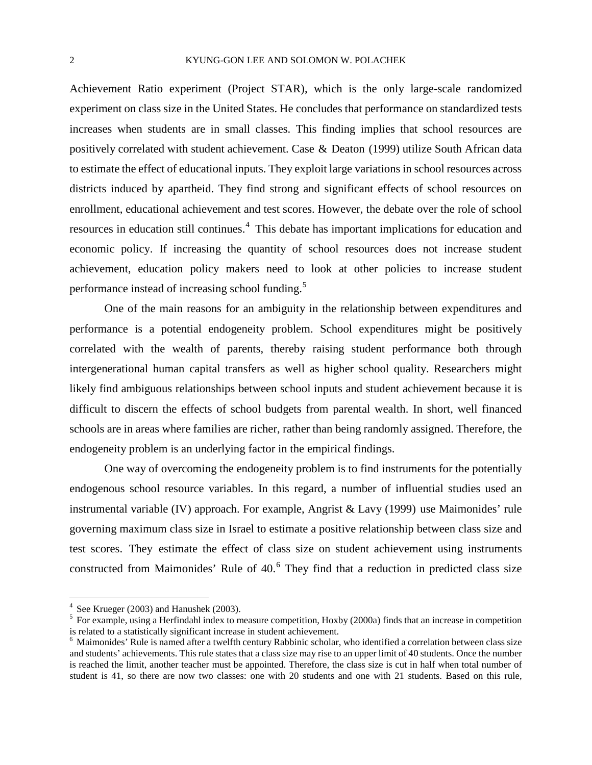Achievement Ratio experiment (Project STAR), which is the only large-scale randomized experiment on class size in the United States. He concludes that performance on standardized tests increases when students are in small classes. This finding implies that school resources are positively correlated with student achievement. Case & Deaton (1999) utilize South African data to estimate the effect of educational inputs. They exploit large variations in school resources across districts induced by apartheid. They find strong and significant effects of school resources on enrollment, educational achievement and test scores. However, the debate over the role of school resources in education still continues.[4] This debate has important implications for education and economic policy. If increasing the quantity of school resources does not increase student achievement, education policy makers need to look at other policies to increase student performance instead of increasing school funding.[5]

One of the main reasons for an ambiguity in the relationship between expenditures and performance is a potential endogeneity problem. School expenditures might be positively correlated with the wealth of parents, thereby raising student performance both through intergenerational human capital transfers as well as higher school quality. Researchers might likely find ambiguous relationships between school inputs and student achievement because it is difficult to discern the effects of school budgets from parental wealth. In short, well financed schools are in areas where families are richer, rather than being randomly assigned. Therefore, the endogeneity problem is an underlying factor in the empirical findings.

One way of overcoming the endogeneity problem is to find instruments for the potentially endogenous school resource variables. In this regard, a number of influential studies used an instrumental variable (IV) approach. For example, Angrist & Lavy (1999) use Maimonides' rule governing maximum class size in Israel to estimate a positive relationship between class size and test scores. They estimate the effect of class size on student achievement using instruments constructed from Maimonides' Rule of 40.[6] They find that a reduction in predicted class size

---

[4] See Krueger (2003) and Hanushek (2003).

[5] For example, using a Herfindahl index to measure competition, Hoxby (2000a) finds that an increase in competition is related to a statistically significant increase in student achievement.

[6] Maimonides' Rule is named after a twelfth century Rabbinic scholar, who identified a correlation between class size and students' achievements. This rule states that a class size may rise to an upper limit of 40 students. Once the number is reached the limit, another teacher must be appointed. Therefore, the class size is cut in half when total number of student is 41, so there are now two classes: one with 20 students and one with 21 students. Based on this rule,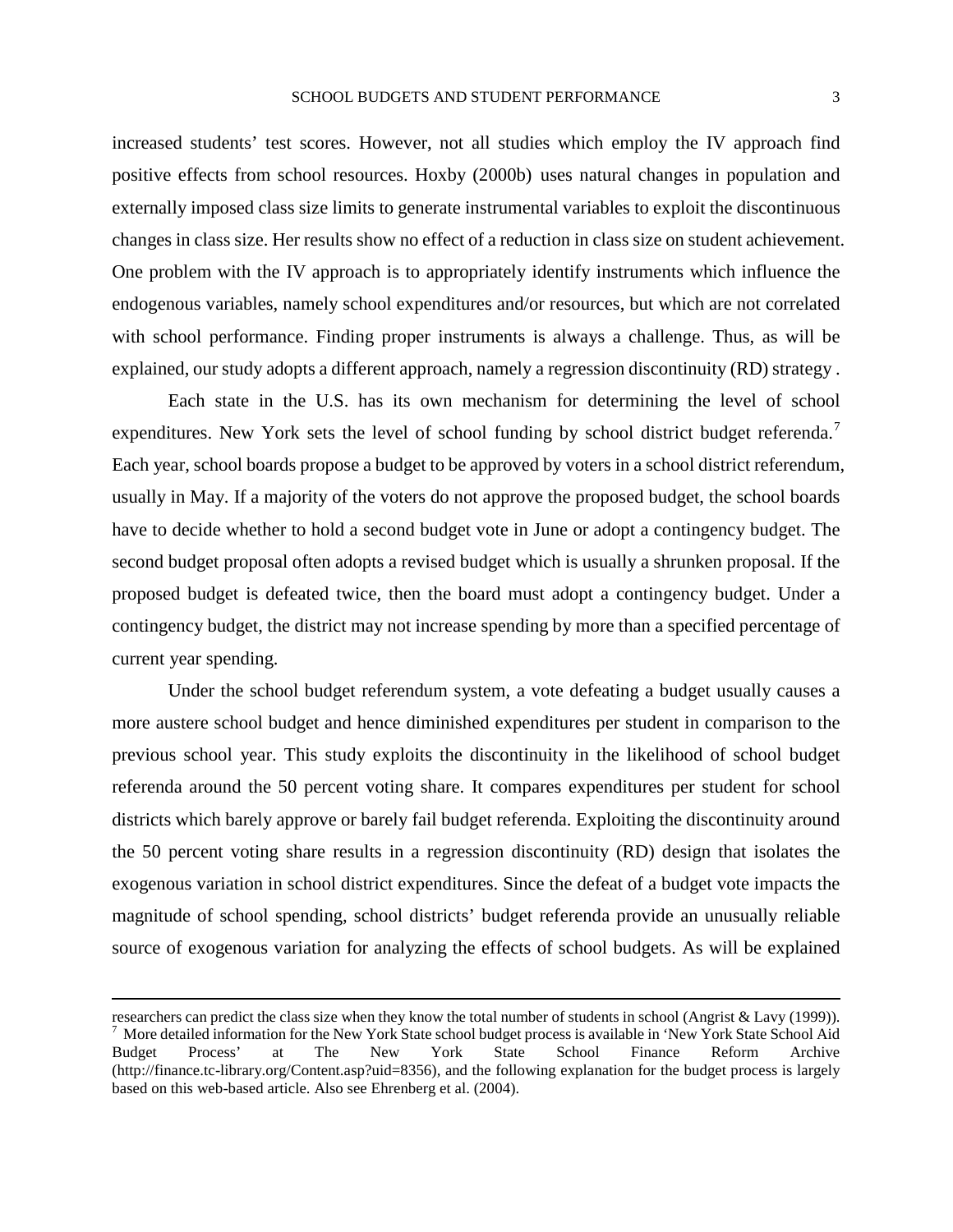increased students' test scores. However, not all studies which employ the IV approach find positive effects from school resources. Hoxby (2000b) uses natural changes in population and externally imposed class size limits to generate instrumental variables to exploit the discontinuous changes in class size. Her results show no effect of a reduction in class size on student achievement. One problem with the IV approach is to appropriately identify instruments which influence the endogenous variables, namely school expenditures and/or resources, but which are not correlated with school performance. Finding proper instruments is always a challenge. Thus, as will be explained, our study adopts a different approach, namely a regression discontinuity (RD) strategy .

Each state in the U.S. has its own mechanism for determining the level of school expenditures. New York sets the level of school funding by school district budget referenda.[7] Each year, school boards propose a budget to be approved by voters in a school district referendum, usually in May. If a majority of the voters do not approve the proposed budget, the school boards have to decide whether to hold a second budget vote in June or adopt a contingency budget. The second budget proposal often adopts a revised budget which is usually a shrunken proposal. If the proposed budget is defeated twice, then the board must adopt a contingency budget. Under a contingency budget, the district may not increase spending by more than a specified percentage of current year spending.

Under the school budget referendum system, a vote defeating a budget usually causes a more austere school budget and hence diminished expenditures per student in comparison to the previous school year. This study exploits the discontinuity in the likelihood of school budget referenda around the 50 percent voting share. It compares expenditures per student for school districts which barely approve or barely fail budget referenda. Exploiting the discontinuity around the 50 percent voting share results in a regression discontinuity (RD) design that isolates the exogenous variation in school district expenditures. Since the defeat of a budget vote impacts the magnitude of school spending, school districts' budget referenda provide an unusually reliable source of exogenous variation for analyzing the effects of school budgets. As will be explained

---

researchers can predict the class size when they know the total number of students in school (Angrist & Lavy (1999)).

[7] More detailed information for the New York State school budget process is available in 'New York State School Aid Budget Process' at The New York State School Finance Reform Archive (http://finance.tc-library.org/Content.asp?uid=8356), and the following explanation for the budget process is largely based on this web-based article. Also see Ehrenberg et al. (2004).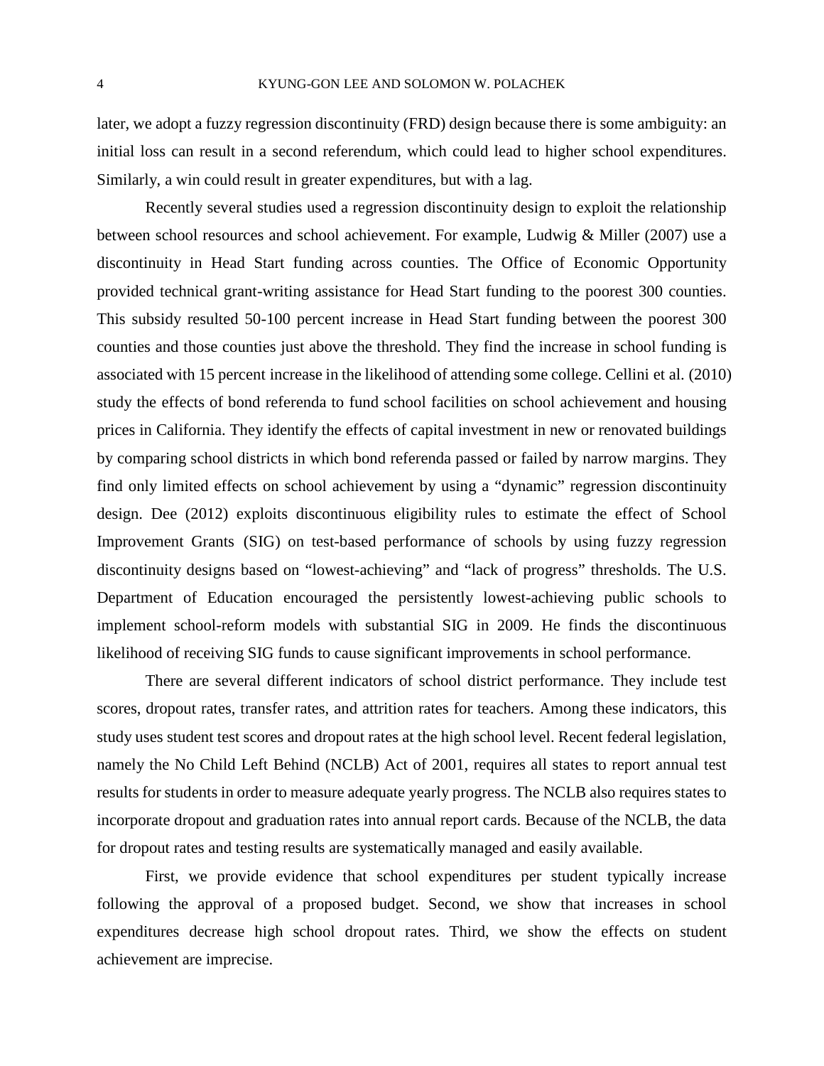later, we adopt a fuzzy regression discontinuity (FRD) design because there is some ambiguity: an initial loss can result in a second referendum, which could lead to higher school expenditures. Similarly, a win could result in greater expenditures, but with a lag.

Recently several studies used a regression discontinuity design to exploit the relationship between school resources and school achievement. For example, Ludwig & Miller (2007) use a discontinuity in Head Start funding across counties. The Office of Economic Opportunity provided technical grant-writing assistance for Head Start funding to the poorest 300 counties. This subsidy resulted 50-100 percent increase in Head Start funding between the poorest 300 counties and those counties just above the threshold. They find the increase in school funding is associated with 15 percent increase in the likelihood of attending some college. Cellini et al. (2010) study the effects of bond referenda to fund school facilities on school achievement and housing prices in California. They identify the effects of capital investment in new or renovated buildings by comparing school districts in which bond referenda passed or failed by narrow margins. They find only limited effects on school achievement by using a "dynamic" regression discontinuity design. Dee (2012) exploits discontinuous eligibility rules to estimate the effect of School Improvement Grants (SIG) on test-based performance of schools by using fuzzy regression discontinuity designs based on "lowest-achieving" and "lack of progress" thresholds. The U.S. Department of Education encouraged the persistently lowest-achieving public schools to implement school-reform models with substantial SIG in 2009. He finds the discontinuous likelihood of receiving SIG funds to cause significant improvements in school performance.

There are several different indicators of school district performance. They include test scores, dropout rates, transfer rates, and attrition rates for teachers. Among these indicators, this study uses student test scores and dropout rates at the high school level. Recent federal legislation, namely the No Child Left Behind (NCLB) Act of 2001, requires all states to report annual test results for students in order to measure adequate yearly progress. The NCLB also requires states to incorporate dropout and graduation rates into annual report cards. Because of the NCLB, the data for dropout rates and testing results are systematically managed and easily available.

First, we provide evidence that school expenditures per student typically increase following the approval of a proposed budget. Second, we show that increases in school expenditures decrease high school dropout rates. Third, we show the effects on student achievement are imprecise.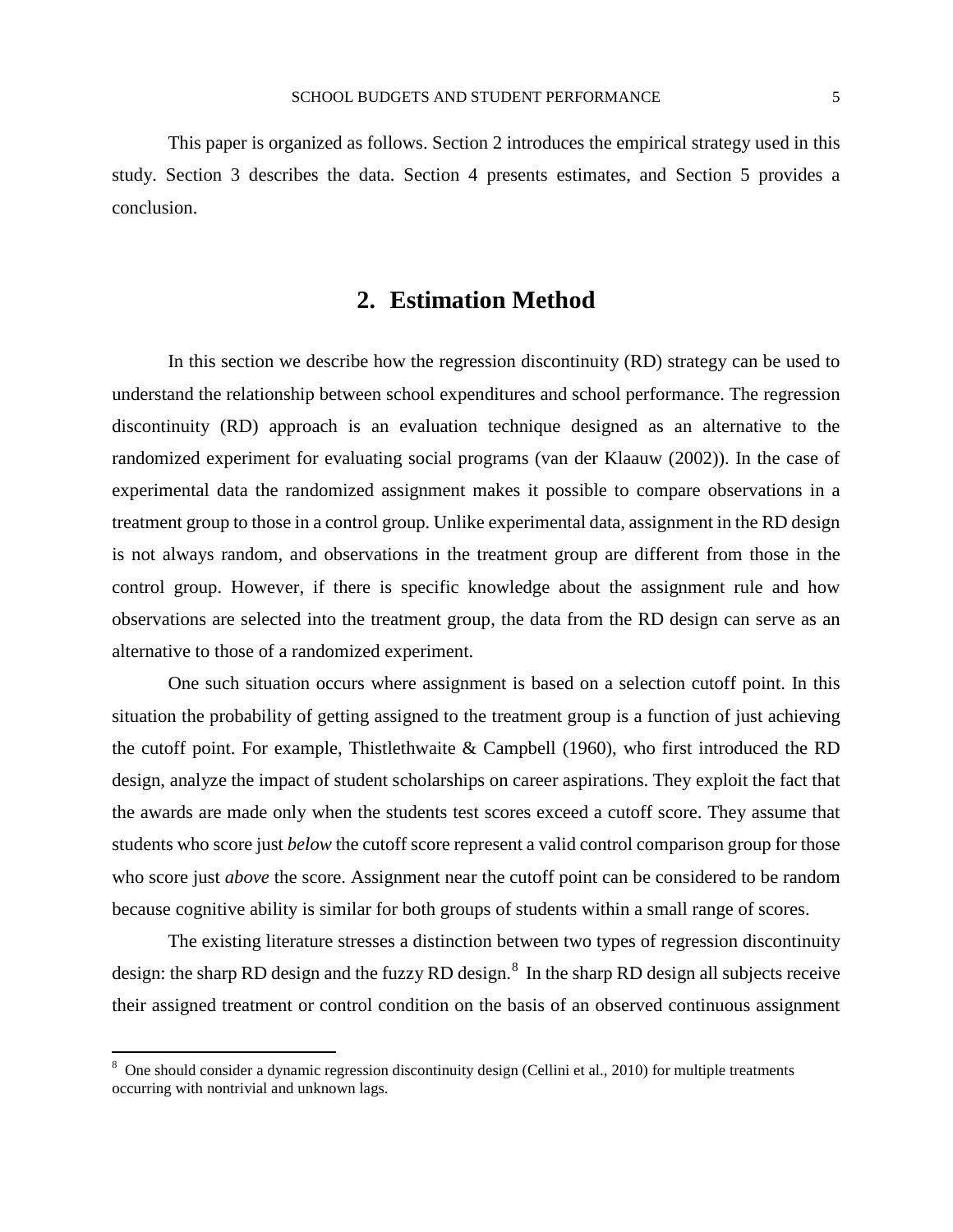This paper is organized as follows. Section 2 introduces the empirical strategy used in this study. Section 3 describes the data. Section 4 presents estimates, and Section 5 provides a conclusion.

## 2. Estimation Method

In this section we describe how the regression discontinuity (RD) strategy can be used to understand the relationship between school expenditures and school performance. The regression discontinuity (RD) approach is an evaluation technique designed as an alternative to the randomized experiment for evaluating social programs (van der Klaauw (2002)). In the case of experimental data the randomized assignment makes it possible to compare observations in a treatment group to those in a control group. Unlike experimental data, assignment in the RD design is not always random, and observations in the treatment group are different from those in the control group. However, if there is specific knowledge about the assignment rule and how observations are selected into the treatment group, the data from the RD design can serve as an alternative to those of a randomized experiment.

One such situation occurs where assignment is based on a selection cutoff point. In this situation the probability of getting assigned to the treatment group is a function of just achieving the cutoff point. For example, Thistlethwaite & Campbell (1960), who first introduced the RD design, analyze the impact of student scholarships on career aspirations. They exploit the fact that the awards are made only when the students test scores exceed a cutoff score. They assume that students who score just *below* the cutoff score represent a valid control comparison group for those who score just *above* the score. Assignment near the cutoff point can be considered to be random because cognitive ability is similar for both groups of students within a small range of scores.

The existing literature stresses a distinction between two types of regression discontinuity design: the sharp RD design and the fuzzy RD design.[8] In the sharp RD design all subjects receive their assigned treatment or control condition on the basis of an observed continuous assignment

[8] One should consider a dynamic regression discontinuity design (Cellini et al., 2010) for multiple treatments occurring with nontrivial and unknown lags.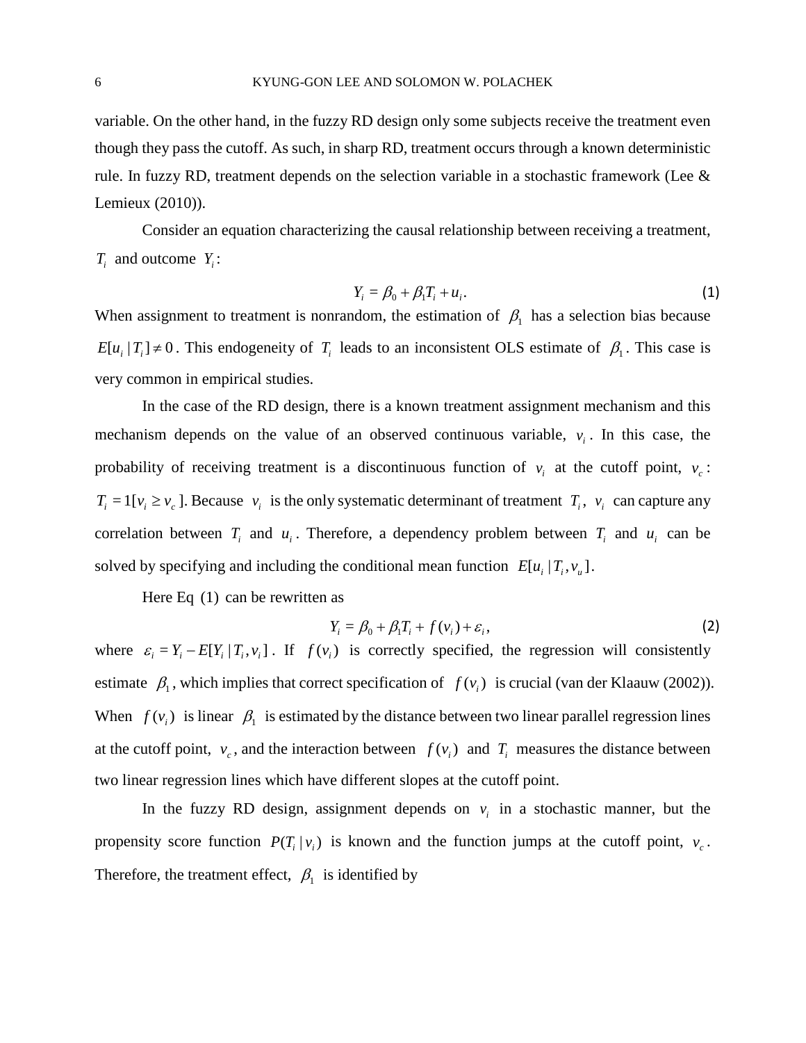variable. On the other hand, in the fuzzy RD design only some subjects receive the treatment even though they pass the cutoff. As such, in sharp RD, treatment occurs through a known deterministic rule. In fuzzy RD, treatment depends on the selection variable in a stochastic framework (Lee & Lemieux (2010)).

Consider an equation characterizing the causal relationship between receiving a treatment, $T_i$ and outcome $Y_i$:

$$Y_i = \beta_0 + \beta_1 T_i + u_i. \tag{1}$$

When assignment to treatment is nonrandom, the estimation of $\beta_1$ has a selection bias because $E[u_i \mid T_i] \neq 0$. This endogeneity of $T_i$ leads to an inconsistent OLS estimate of $\beta_1$. This case is very common in empirical studies.

In the case of the RD design, there is a known treatment assignment mechanism and this mechanism depends on the value of an observed continuous variable, $v_i$. In this case, the probability of receiving treatment is a discontinuous function of $v_i$ at the cutoff point, $v_c$: $T_i = 1[v_i \geq v_c]$. Because $v_i$ is the only systematic determinant of treatment $T_i$, $v_i$ can capture any correlation between $T_i$ and $u_i$. Therefore, a dependency problem between $T_i$ and $u_i$ can be solved by specifying and including the conditional mean function $E[u_i \mid T_i, v_u]$.

Here Eq (1) can be rewritten as

$$Y_i = \beta_0 + \beta_1 T_i + f(v_i) + \varepsilon_i, \tag{2}$$

where $\varepsilon_i = Y_i - E[Y_i \mid T_i, v_i]$. If $f(v_i)$ is correctly specified, the regression will consistently estimate $\beta_1$, which implies that correct specification of $f(v_i)$ is crucial (van der Klaauw (2002)). When $f(v_i)$ is linear $\beta_1$ is estimated by the distance between two linear parallel regression lines at the cutoff point, $v_c$, and the interaction between $f(v_i)$ and $T_i$ measures the distance between two linear regression lines which have different slopes at the cutoff point.

In the fuzzy RD design, assignment depends on $v_i$ in a stochastic manner, but the propensity score function $P(T_i \mid v_i)$ is known and the function jumps at the cutoff point, $v_c$. Therefore, the treatment effect, $\beta_1$ is identified by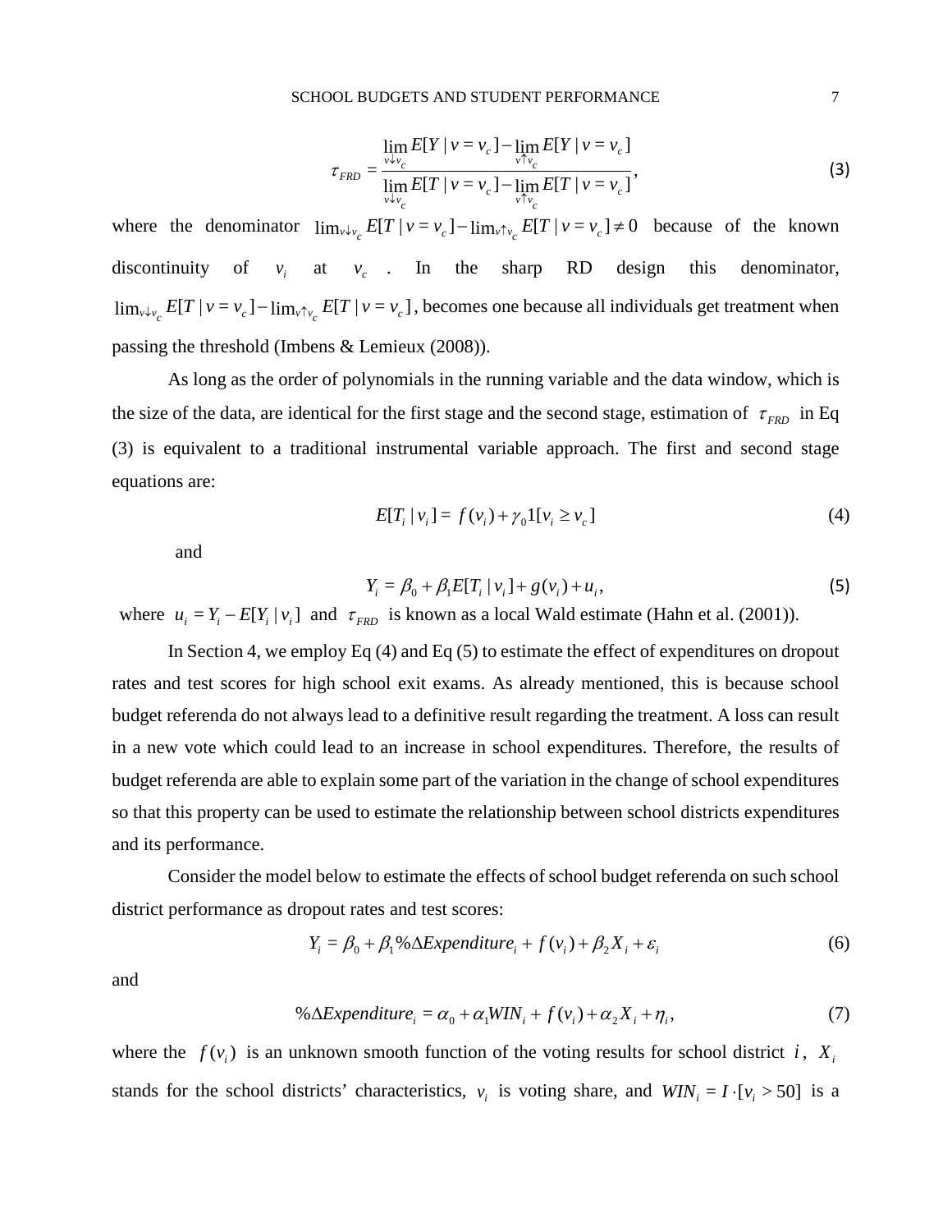$$\tau_{FRD} = \frac{\lim_{v \downarrow v_c} E[Y \mid v = v_c] - \lim_{v \uparrow v_c} E[Y \mid v = v_c]}{\lim_{v \downarrow v_c} E[T \mid v = v_c] - \lim_{v \uparrow v_c} E[T \mid v = v_c]}, \tag{3}$$

where the denominator $\lim_{v \downarrow v_c} E[T \mid v = v_c] - \lim_{v \uparrow v_c} E[T \mid v = v_c] \neq 0$ because of the known discontinuity of $v_i$ at $v_c$. In the sharp RD design this denominator, $\lim_{v \downarrow v_c} E[T \mid v = v_c] - \lim_{v \uparrow v_c} E[T \mid v = v_c]$, becomes one because all individuals get treatment when passing the threshold (Imbens & Lemieux (2008)).

As long as the order of polynomials in the running variable and the data window, which is the size of the data, are identical for the first stage and the second stage, estimation of $\tau_{FRD}$ in Eq (3) is equivalent to a traditional instrumental variable approach. The first and second stage equations are:

$$E[T_i \mid v_i] = f(v_i) + \gamma_0 1[v_i \geq v_c] \tag{4}$$

and

$$Y_i = \beta_0 + \beta_1 E[T_i \mid v_i] + g(v_i) + u_i, \tag{5}$$

where $u_i = Y_i - E[Y_i \mid v_i]$ and $\tau_{FRD}$ is known as a local Wald estimate (Hahn et al. (2001)).

In Section 4, we employ Eq (4) and Eq (5) to estimate the effect of expenditures on dropout rates and test scores for high school exit exams. As already mentioned, this is because school budget referenda do not always lead to a definitive result regarding the treatment. A loss can result in a new vote which could lead to an increase in school expenditures. Therefore, the results of budget referenda are able to explain some part of the variation in the change of school expenditures so that this property can be used to estimate the relationship between school districts expenditures and its performance.

Consider the model below to estimate the effects of school budget referenda on such school district performance as dropout rates and test scores:

$$Y_i = \beta_0 + \beta_1 \%\Delta Expenditure_i + f(v_i) + \beta_2 X_i + \varepsilon_i \tag{6}$$

and

$$\%\Delta Expenditure_i = \alpha_0 + \alpha_1 WIN_i + f(v_i) + \alpha_2 X_i + \eta_i, \tag{7}$$

where the $f(v_i)$ is an unknown smooth function of the voting results for school district $i$, $X_i$ stands for the school districts' characteristics, $v_i$ is voting share, and $WIN_i = I \cdot [v_i > 50]$ is a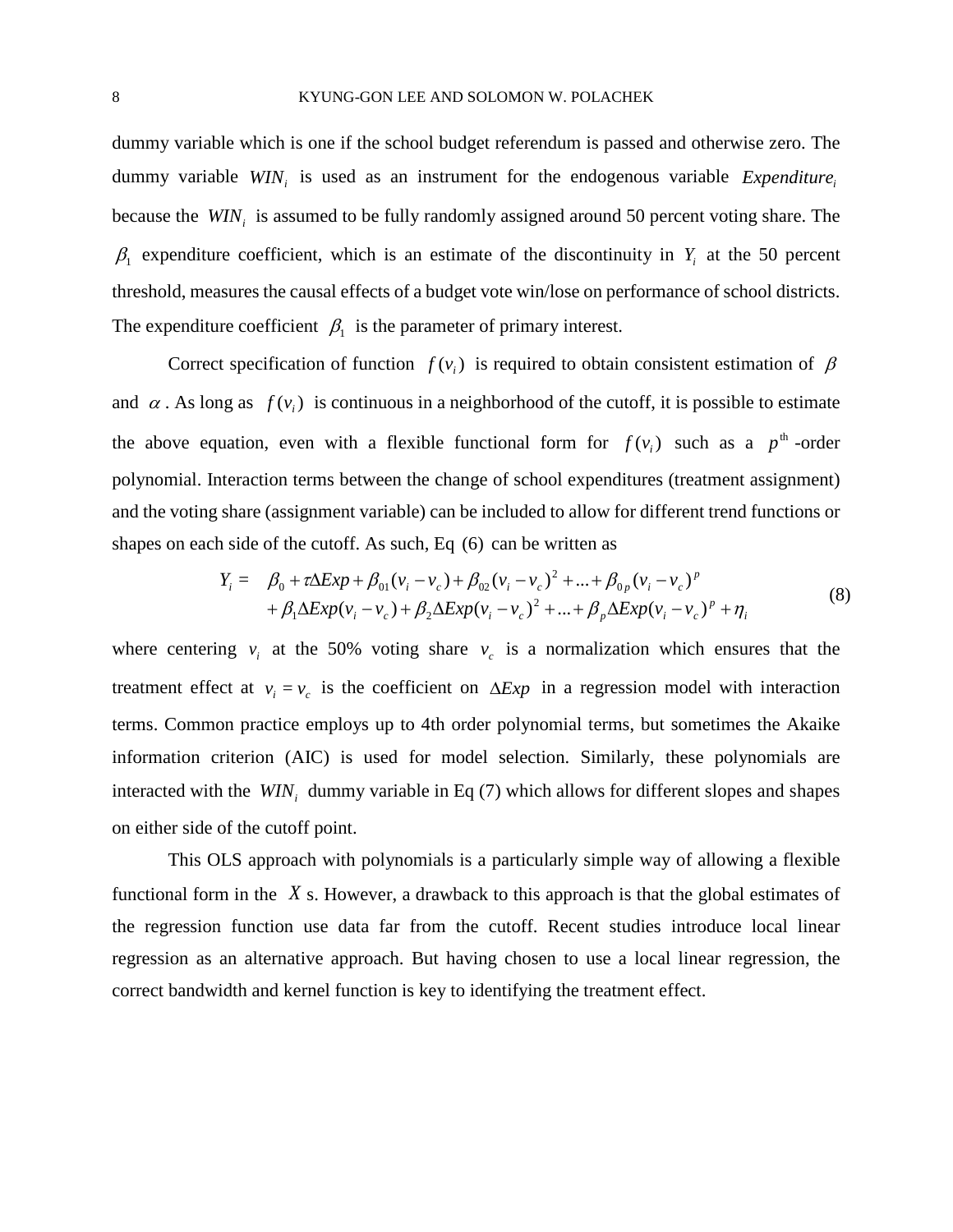dummy variable which is one if the school budget referendum is passed and otherwise zero. The dummy variable $WIN_i$ is used as an instrument for the endogenous variable $Expenditure_i$ because the $WIN_i$ is assumed to be fully randomly assigned around 50 percent voting share. The $\beta_1$ expenditure coefficient, which is an estimate of the discontinuity in $Y_i$ at the 50 percent threshold, measures the causal effects of a budget vote win/lose on performance of school districts. The expenditure coefficient $\beta_1$ is the parameter of primary interest.

Correct specification of function $f(v_i)$ is required to obtain consistent estimation of $\beta$ and $\alpha$. As long as $f(v_i)$ is continuous in a neighborhood of the cutoff, it is possible to estimate the above equation, even with a flexible functional form for $f(v_i)$ such as a $p^{\text{th}}$-order polynomial. Interaction terms between the change of school expenditures (treatment assignment) and the voting share (assignment variable) can be included to allow for different trend functions or shapes on each side of the cutoff. As such, Eq (6) can be written as

$$
\begin{aligned}
Y_i = \quad & \beta_0 + \tau \Delta Exp + \beta_{01}(v_i - v_c) + \beta_{02}(v_i - v_c)^2 + \ldots + \beta_{0p}(v_i - v_c)^p \\
& + \beta_1 \Delta Exp(v_i - v_c) + \beta_2 \Delta Exp(v_i - v_c)^2 + \ldots + \beta_p \Delta Exp(v_i - v_c)^p + \eta_i
\end{aligned}
\tag{8}
$$

where centering $v_i$ at the 50% voting share $v_c$ is a normalization which ensures that the treatment effect at $v_i = v_c$ is the coefficient on $\Delta Exp$ in a regression model with interaction terms. Common practice employs up to 4th order polynomial terms, but sometimes the Akaike information criterion (AIC) is used for model selection. Similarly, these polynomials are interacted with the $WIN_i$ dummy variable in Eq (7) which allows for different slopes and shapes on either side of the cutoff point.

This OLS approach with polynomials is a particularly simple way of allowing a flexible functional form in the $X$ s. However, a drawback to this approach is that the global estimates of the regression function use data far from the cutoff. Recent studies introduce local linear regression as an alternative approach. But having chosen to use a local linear regression, the correct bandwidth and kernel function is key to identifying the treatment effect.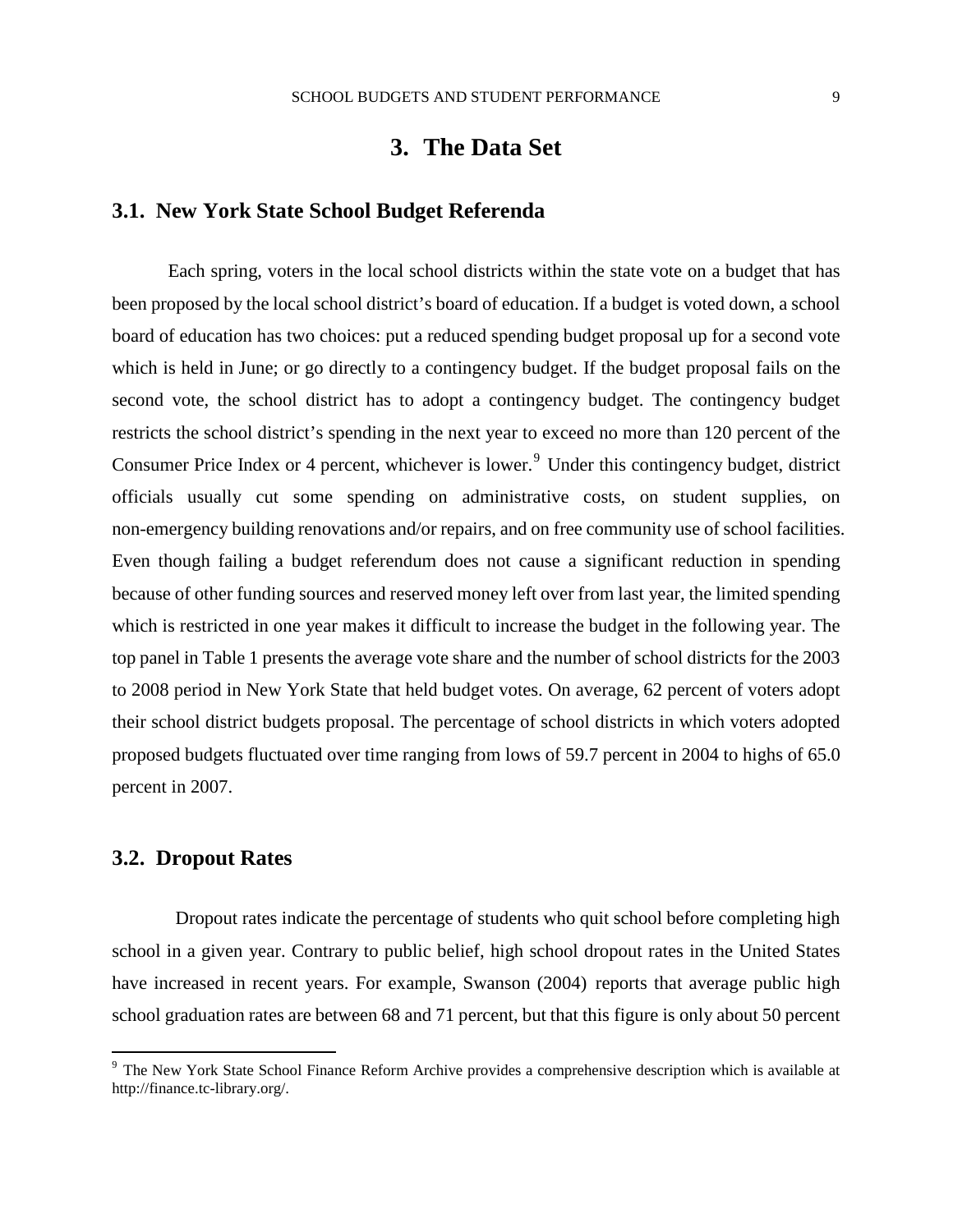# 3. The Data Set

## 3.1. New York State School Budget Referenda

Each spring, voters in the local school districts within the state vote on a budget that has been proposed by the local school district's board of education. If a budget is voted down, a school board of education has two choices: put a reduced spending budget proposal up for a second vote which is held in June; or go directly to a contingency budget. If the budget proposal fails on the second vote, the school district has to adopt a contingency budget. The contingency budget restricts the school district's spending in the next year to exceed no more than 120 percent of the Consumer Price Index or 4 percent, whichever is lower.[9] Under this contingency budget, district officials usually cut some spending on administrative costs, on student supplies, on non-emergency building renovations and/or repairs, and on free community use of school facilities. Even though failing a budget referendum does not cause a significant reduction in spending because of other funding sources and reserved money left over from last year, the limited spending which is restricted in one year makes it difficult to increase the budget in the following year. The top panel in Table 1 presents the average vote share and the number of school districts for the 2003 to 2008 period in New York State that held budget votes. On average, 62 percent of voters adopt their school district budgets proposal. The percentage of school districts in which voters adopted proposed budgets fluctuated over time ranging from lows of 59.7 percent in 2004 to highs of 65.0 percent in 2007.

## 3.2. Dropout Rates

Dropout rates indicate the percentage of students who quit school before completing high school in a given year. Contrary to public belief, high school dropout rates in the United States have increased in recent years. For example, Swanson (2004) reports that average public high school graduation rates are between 68 and 71 percent, but that this figure is only about 50 percent

---

[9] The New York State School Finance Reform Archive provides a comprehensive description which is available at http://finance.tc-library.org/.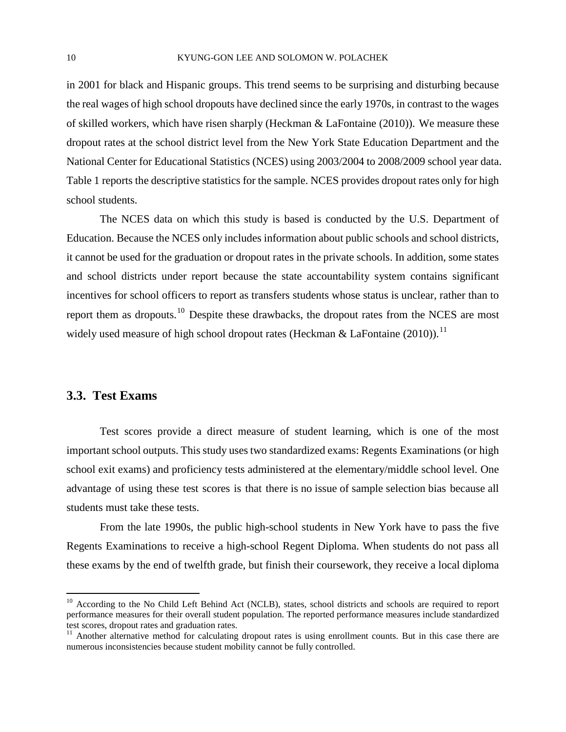in 2001 for black and Hispanic groups. This trend seems to be surprising and disturbing because the real wages of high school dropouts have declined since the early 1970s, in contrast to the wages of skilled workers, which have risen sharply (Heckman & LaFontaine (2010)). We measure these dropout rates at the school district level from the New York State Education Department and the National Center for Educational Statistics (NCES) using 2003/2004 to 2008/2009 school year data. Table 1 reports the descriptive statistics for the sample. NCES provides dropout rates only for high school students.

The NCES data on which this study is based is conducted by the U.S. Department of Education. Because the NCES only includes information about public schools and school districts, it cannot be used for the graduation or dropout rates in the private schools. In addition, some states and school districts under report because the state accountability system contains significant incentives for school officers to report as transfers students whose status is unclear, rather than to report them as dropouts.[10] Despite these drawbacks, the dropout rates from the NCES are most widely used measure of high school dropout rates (Heckman & LaFontaine (2010)).[11]

### 3.3. Test Exams

Test scores provide a direct measure of student learning, which is one of the most important school outputs. This study uses two standardized exams: Regents Examinations (or high school exit exams) and proficiency tests administered at the elementary/middle school level. One advantage of using these test scores is that there is no issue of sample selection bias because all students must take these tests.

From the late 1990s, the public high-school students in New York have to pass the five Regents Examinations to receive a high-school Regent Diploma. When students do not pass all these exams by the end of twelfth grade, but finish their coursework, they receive a local diploma

---

[10] According to the No Child Left Behind Act (NCLB), states, school districts and schools are required to report performance measures for their overall student population. The reported performance measures include standardized test scores, dropout rates and graduation rates.

[11] Another alternative method for calculating dropout rates is using enrollment counts. But in this case there are numerous inconsistencies because student mobility cannot be fully controlled.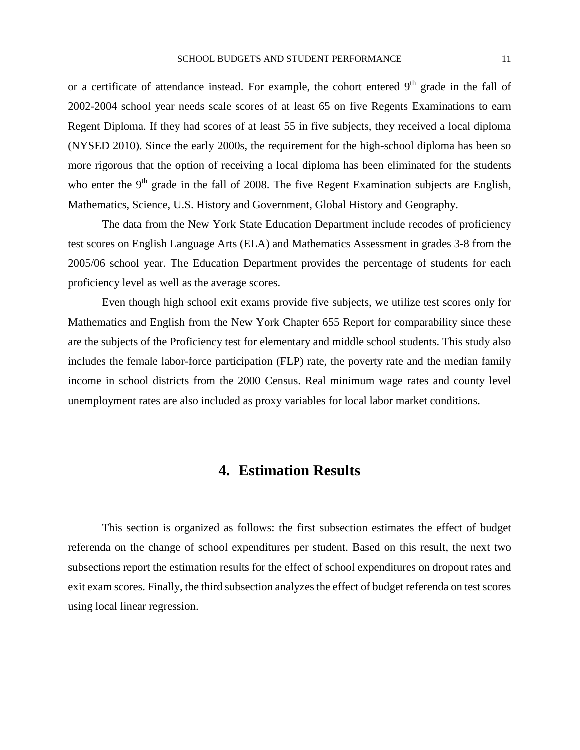or a certificate of attendance instead. For example, the cohort entered 9th grade in the fall of 2002-2004 school year needs scale scores of at least 65 on five Regents Examinations to earn Regent Diploma. If they had scores of at least 55 in five subjects, they received a local diploma (NYSED 2010). Since the early 2000s, the requirement for the high-school diploma has been so more rigorous that the option of receiving a local diploma has been eliminated for the students who enter the 9th grade in the fall of 2008. The five Regent Examination subjects are English, Mathematics, Science, U.S. History and Government, Global History and Geography.

The data from the New York State Education Department include recodes of proficiency test scores on English Language Arts (ELA) and Mathematics Assessment in grades 3-8 from the 2005/06 school year. The Education Department provides the percentage of students for each proficiency level as well as the average scores.

Even though high school exit exams provide five subjects, we utilize test scores only for Mathematics and English from the New York Chapter 655 Report for comparability since these are the subjects of the Proficiency test for elementary and middle school students. This study also includes the female labor-force participation (FLP) rate, the poverty rate and the median family income in school districts from the 2000 Census. Real minimum wage rates and county level unemployment rates are also included as proxy variables for local labor market conditions.

## 4. Estimation Results

This section is organized as follows: the first subsection estimates the effect of budget referenda on the change of school expenditures per student. Based on this result, the next two subsections report the estimation results for the effect of school expenditures on dropout rates and exit exam scores. Finally, the third subsection analyzes the effect of budget referenda on test scores using local linear regression.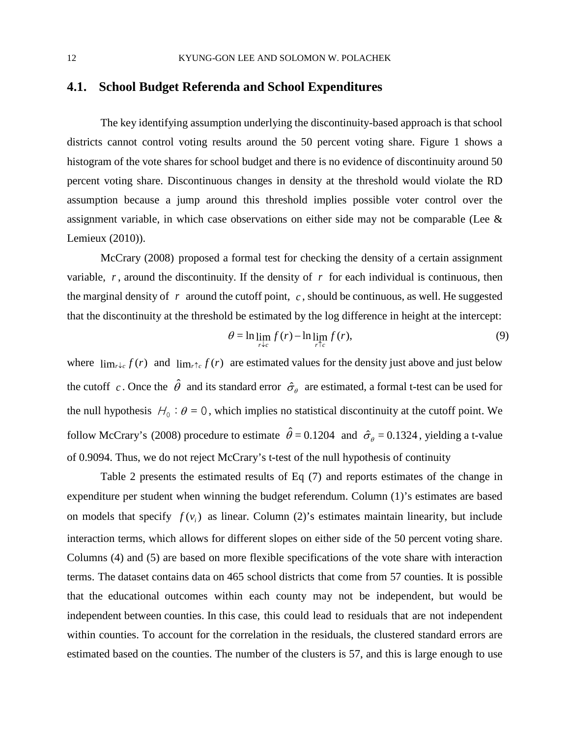## 4.1. School Budget Referenda and School Expenditures

The key identifying assumption underlying the discontinuity-based approach is that school districts cannot control voting results around the 50 percent voting share. Figure 1 shows a histogram of the vote shares for school budget and there is no evidence of discontinuity around 50 percent voting share. Discontinuous changes in density at the threshold would violate the RD assumption because a jump around this threshold implies possible voter control over the assignment variable, in which case observations on either side may not be comparable (Lee & Lemieux (2010)).

McCrary (2008) proposed a formal test for checking the density of a certain assignment variable, $r$, around the discontinuity. If the density of $r$ for each individual is continuous, then the marginal density of $r$ around the cutoff point, $c$, should be continuous, as well. He suggested that the discontinuity at the threshold be estimated by the log difference in height at the intercept:

$$\theta = \ln \lim_{r \downarrow c} f(r) - \ln \lim_{r \uparrow c} f(r), \tag{9}$$

where $\lim_{r \downarrow c} f(r)$ and $\lim_{r \uparrow c} f(r)$ are estimated values for the density just above and just below the cutoff $c$. Once the $\hat{\theta}$ and its standard error $\hat{\sigma}_{\theta}$ are estimated, a formal t-test can be used for the null hypothesis $H_0 : \theta = 0$, which implies no statistical discontinuity at the cutoff point. We follow McCrary's (2008) procedure to estimate $\hat{\theta} = 0.1204$ and $\hat{\sigma}_{\theta} = 0.1324$, yielding a t-value of 0.9094. Thus, we do not reject McCrary's t-test of the null hypothesis of continuity

Table 2 presents the estimated results of Eq (7) and reports estimates of the change in expenditure per student when winning the budget referendum. Column (1)'s estimates are based on models that specify $f(v_i)$ as linear. Column (2)'s estimates maintain linearity, but include interaction terms, which allows for different slopes on either side of the 50 percent voting share. Columns (4) and (5) are based on more flexible specifications of the vote share with interaction terms. The dataset contains data on 465 school districts that come from 57 counties. It is possible that the educational outcomes within each county may not be independent, but would be independent between counties. In this case, this could lead to residuals that are not independent within counties. To account for the correlation in the residuals, the clustered standard errors are estimated based on the counties. The number of the clusters is 57, and this is large enough to use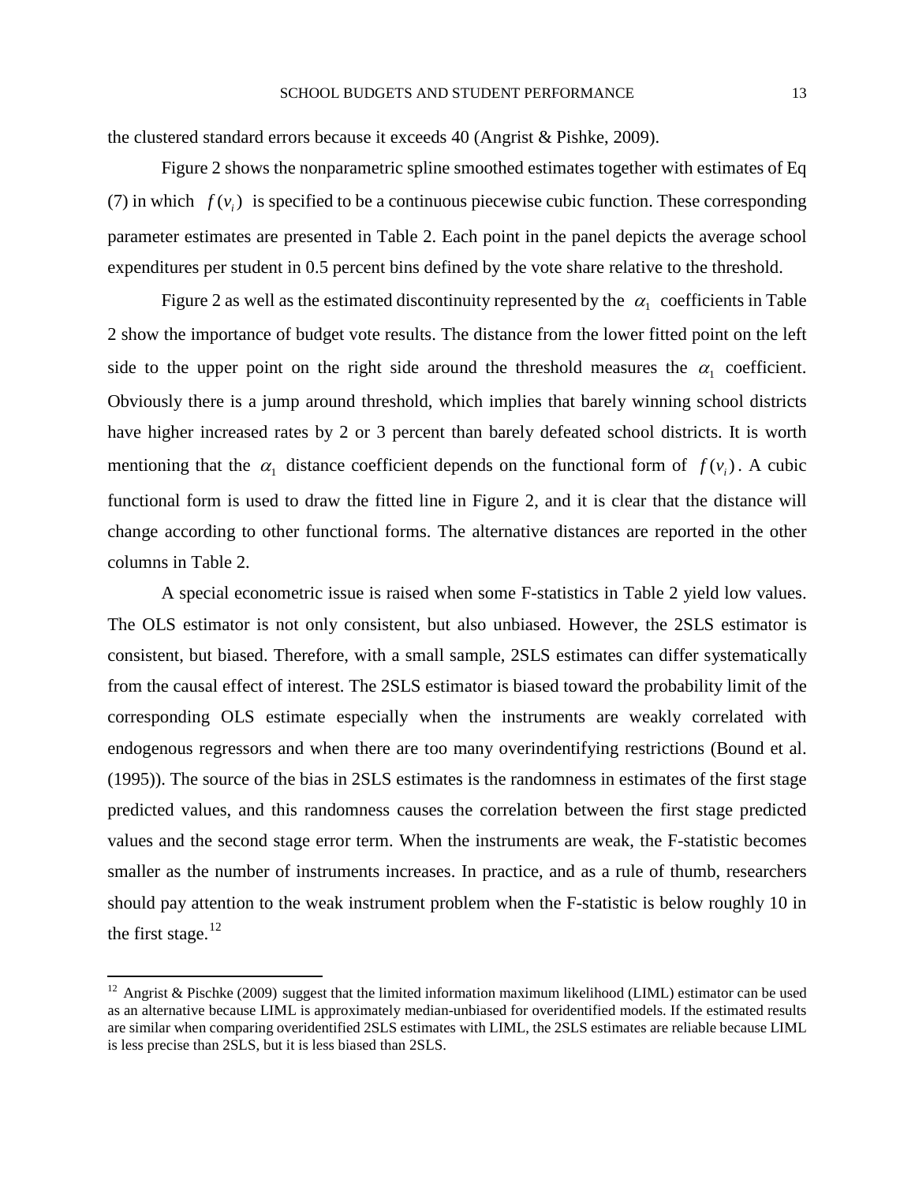the clustered standard errors because it exceeds 40 (Angrist & Pishke, 2009).

Figure 2 shows the nonparametric spline smoothed estimates together with estimates of Eq (7) in which $f(v_i)$ is specified to be a continuous piecewise cubic function. These corresponding parameter estimates are presented in Table 2. Each point in the panel depicts the average school expenditures per student in 0.5 percent bins defined by the vote share relative to the threshold.

Figure 2 as well as the estimated discontinuity represented by the $\alpha_1$ coefficients in Table 2 show the importance of budget vote results. The distance from the lower fitted point on the left side to the upper point on the right side around the threshold measures the $\alpha_1$ coefficient. Obviously there is a jump around threshold, which implies that barely winning school districts have higher increased rates by 2 or 3 percent than barely defeated school districts. It is worth mentioning that the $\alpha_1$ distance coefficient depends on the functional form of $f(v_i)$. A cubic functional form is used to draw the fitted line in Figure 2, and it is clear that the distance will change according to other functional forms. The alternative distances are reported in the other columns in Table 2.

A special econometric issue is raised when some F-statistics in Table 2 yield low values. The OLS estimator is not only consistent, but also unbiased. However, the 2SLS estimator is consistent, but biased. Therefore, with a small sample, 2SLS estimates can differ systematically from the causal effect of interest. The 2SLS estimator is biased toward the probability limit of the corresponding OLS estimate especially when the instruments are weakly correlated with endogenous regressors and when there are too many overindentifying restrictions (Bound et al. (1995)). The source of the bias in 2SLS estimates is the randomness in estimates of the first stage predicted values, and this randomness causes the correlation between the first stage predicted values and the second stage error term. When the instruments are weak, the F-statistic becomes smaller as the number of instruments increases. In practice, and as a rule of thumb, researchers should pay attention to the weak instrument problem when the F-statistic is below roughly 10 in the first stage.[12]

[12] Angrist & Pischke (2009) suggest that the limited information maximum likelihood (LIML) estimator can be used as an alternative because LIML is approximately median-unbiased for overidentified models. If the estimated results are similar when comparing overidentified 2SLS estimates with LIML, the 2SLS estimates are reliable because LIML is less precise than 2SLS, but it is less biased than 2SLS.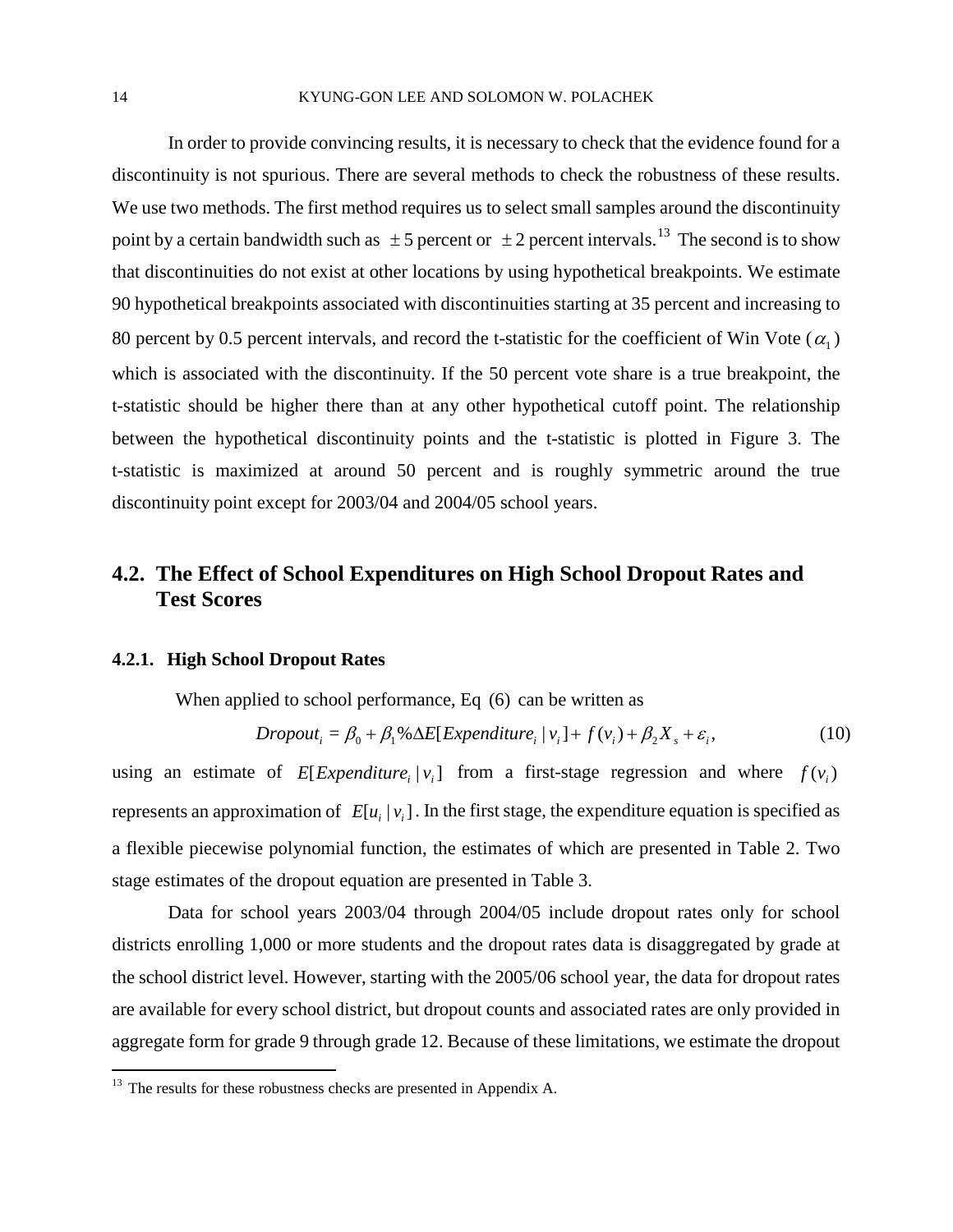In order to provide convincing results, it is necessary to check that the evidence found for a discontinuity is not spurious. There are several methods to check the robustness of these results. We use two methods. The first method requires us to select small samples around the discontinuity point by a certain bandwidth such as $\pm 5$ percent or $\pm 2$ percent intervals.[13] The second is to show that discontinuities do not exist at other locations by using hypothetical breakpoints. We estimate 90 hypothetical breakpoints associated with discontinuities starting at 35 percent and increasing to 80 percent by 0.5 percent intervals, and record the t-statistic for the coefficient of Win Vote ($\alpha_1$) which is associated with the discontinuity. If the 50 percent vote share is a true breakpoint, the t-statistic should be higher there than at any other hypothetical cutoff point. The relationship between the hypothetical discontinuity points and the t-statistic is plotted in Figure 3. The t-statistic is maximized at around 50 percent and is roughly symmetric around the true discontinuity point except for 2003/04 and 2004/05 school years.

## 4.2. The Effect of School Expenditures on High School Dropout Rates and Test Scores

### 4.2.1. High School Dropout Rates

When applied to school performance, Eq (6) can be written as

$$Dropout_i = \beta_0 + \beta_1 \%\Delta E[Expenditure_i \mid v_i] + f(v_i) + \beta_2 X_s + \varepsilon_i, \tag{10}$$

using an estimate of $E[Expenditure_i \mid v_i]$ from a first-stage regression and where $f(v_i)$ represents an approximation of $E[u_i \mid v_i]$. In the first stage, the expenditure equation is specified as a flexible piecewise polynomial function, the estimates of which are presented in Table 2. Two stage estimates of the dropout equation are presented in Table 3.

Data for school years 2003/04 through 2004/05 include dropout rates only for school districts enrolling 1,000 or more students and the dropout rates data is disaggregated by grade at the school district level. However, starting with the 2005/06 school year, the data for dropout rates are available for every school district, but dropout counts and associated rates are only provided in aggregate form for grade 9 through grade 12. Because of these limitations, we estimate the dropout

[13] The results for these robustness checks are presented in Appendix A.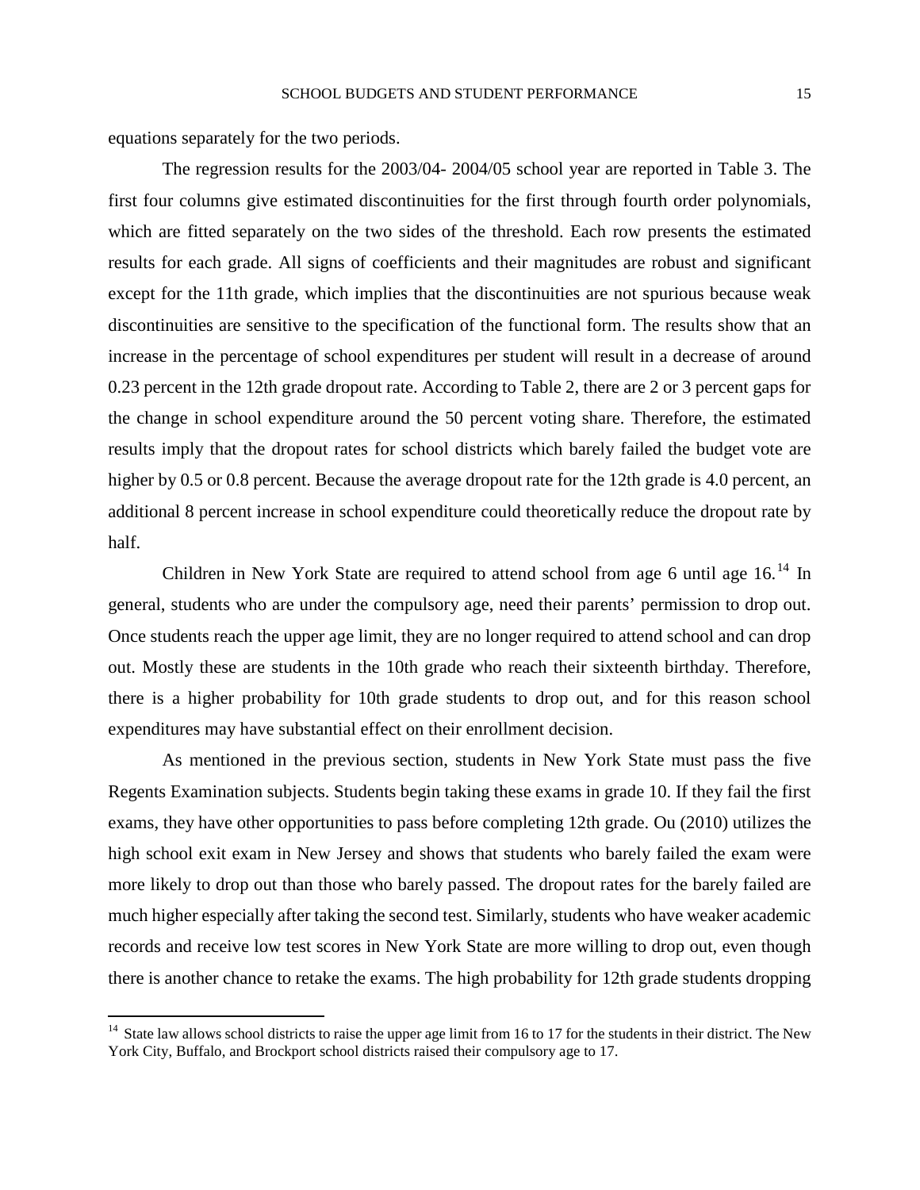equations separately for the two periods.

The regression results for the 2003/04- 2004/05 school year are reported in Table 3. The first four columns give estimated discontinuities for the first through fourth order polynomials, which are fitted separately on the two sides of the threshold. Each row presents the estimated results for each grade. All signs of coefficients and their magnitudes are robust and significant except for the 11th grade, which implies that the discontinuities are not spurious because weak discontinuities are sensitive to the specification of the functional form. The results show that an increase in the percentage of school expenditures per student will result in a decrease of around 0.23 percent in the 12th grade dropout rate. According to Table 2, there are 2 or 3 percent gaps for the change in school expenditure around the 50 percent voting share. Therefore, the estimated results imply that the dropout rates for school districts which barely failed the budget vote are higher by 0.5 or 0.8 percent. Because the average dropout rate for the 12th grade is 4.0 percent, an additional 8 percent increase in school expenditure could theoretically reduce the dropout rate by half.

Children in New York State are required to attend school from age 6 until age 16.[14] In general, students who are under the compulsory age, need their parents' permission to drop out. Once students reach the upper age limit, they are no longer required to attend school and can drop out. Mostly these are students in the 10th grade who reach their sixteenth birthday. Therefore, there is a higher probability for 10th grade students to drop out, and for this reason school expenditures may have substantial effect on their enrollment decision.

As mentioned in the previous section, students in New York State must pass the five Regents Examination subjects. Students begin taking these exams in grade 10. If they fail the first exams, they have other opportunities to pass before completing 12th grade. Ou (2010) utilizes the high school exit exam in New Jersey and shows that students who barely failed the exam were more likely to drop out than those who barely passed. The dropout rates for the barely failed are much higher especially after taking the second test. Similarly, students who have weaker academic records and receive low test scores in New York State are more willing to drop out, even though there is another chance to retake the exams. The high probability for 12th grade students dropping

[14] State law allows school districts to raise the upper age limit from 16 to 17 for the students in their district. The New York City, Buffalo, and Brockport school districts raised their compulsory age to 17.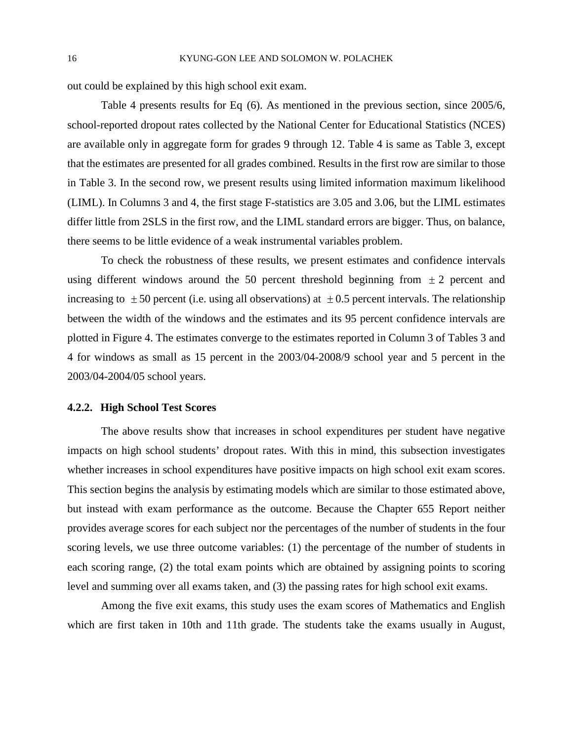out could be explained by this high school exit exam.

Table 4 presents results for Eq (6). As mentioned in the previous section, since 2005/6, school-reported dropout rates collected by the National Center for Educational Statistics (NCES) are available only in aggregate form for grades 9 through 12. Table 4 is same as Table 3, except that the estimates are presented for all grades combined. Results in the first row are similar to those in Table 3. In the second row, we present results using limited information maximum likelihood (LIML). In Columns 3 and 4, the first stage F-statistics are 3.05 and 3.06, but the LIML estimates differ little from 2SLS in the first row, and the LIML standard errors are bigger. Thus, on balance, there seems to be little evidence of a weak instrumental variables problem.

To check the robustness of these results, we present estimates and confidence intervals using different windows around the 50 percent threshold beginning from $\pm 2$ percent and increasing to $\pm 50$ percent (i.e. using all observations) at $\pm 0.5$ percent intervals. The relationship between the width of the windows and the estimates and its 95 percent confidence intervals are plotted in Figure 4. The estimates converge to the estimates reported in Column 3 of Tables 3 and 4 for windows as small as 15 percent in the 2003/04-2008/9 school year and 5 percent in the 2003/04-2004/05 school years.

#### 4.2.2. High School Test Scores

The above results show that increases in school expenditures per student have negative impacts on high school students' dropout rates. With this in mind, this subsection investigates whether increases in school expenditures have positive impacts on high school exit exam scores. This section begins the analysis by estimating models which are similar to those estimated above, but instead with exam performance as the outcome. Because the Chapter 655 Report neither provides average scores for each subject nor the percentages of the number of students in the four scoring levels, we use three outcome variables: (1) the percentage of the number of students in each scoring range, (2) the total exam points which are obtained by assigning points to scoring level and summing over all exams taken, and (3) the passing rates for high school exit exams.

Among the five exit exams, this study uses the exam scores of Mathematics and English which are first taken in 10th and 11th grade. The students take the exams usually in August,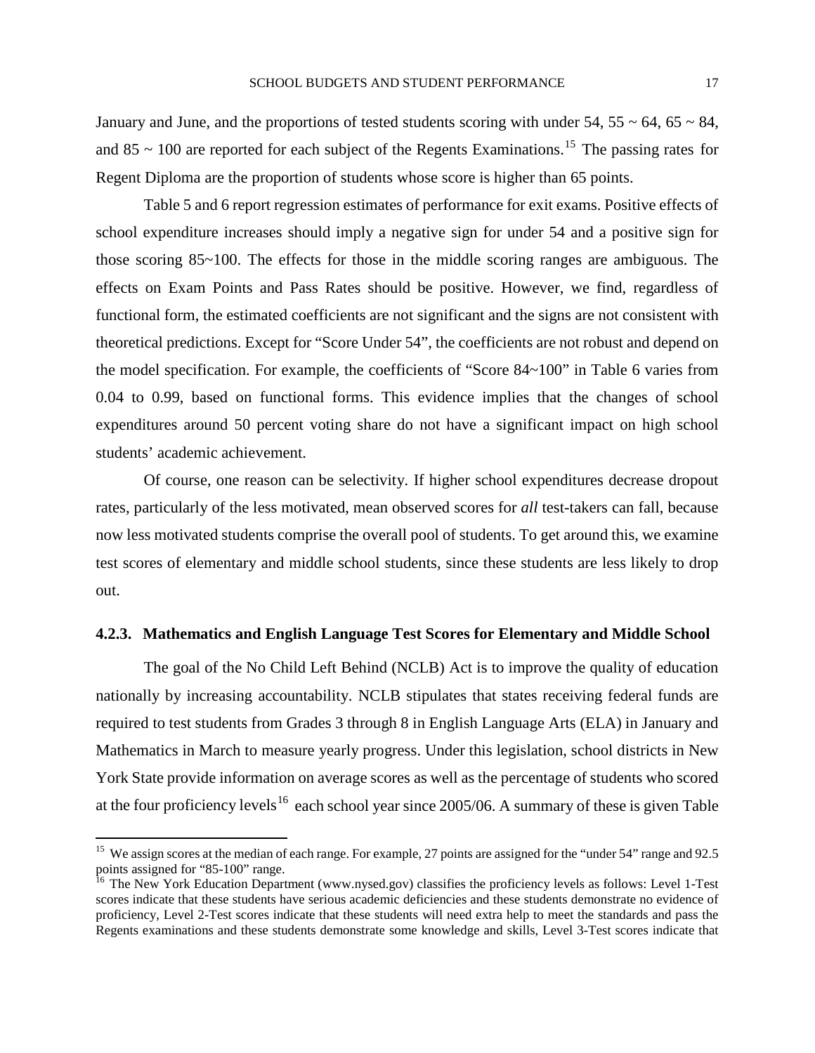January and June, and the proportions of tested students scoring with under 54, 55 ~ 64, 65 ~ 84, and 85 ~ 100 are reported for each subject of the Regents Examinations.[15] The passing rates for Regent Diploma are the proportion of students whose score is higher than 65 points.

Table 5 and 6 report regression estimates of performance for exit exams. Positive effects of school expenditure increases should imply a negative sign for under 54 and a positive sign for those scoring 85~100. The effects for those in the middle scoring ranges are ambiguous. The effects on Exam Points and Pass Rates should be positive. However, we find, regardless of functional form, the estimated coefficients are not significant and the signs are not consistent with theoretical predictions. Except for "Score Under 54", the coefficients are not robust and depend on the model specification. For example, the coefficients of "Score 84~100" in Table 6 varies from 0.04 to 0.99, based on functional forms. This evidence implies that the changes of school expenditures around 50 percent voting share do not have a significant impact on high school students' academic achievement.

Of course, one reason can be selectivity. If higher school expenditures decrease dropout rates, particularly of the less motivated, mean observed scores for *all* test-takers can fall, because now less motivated students comprise the overall pool of students. To get around this, we examine test scores of elementary and middle school students, since these students are less likely to drop out.

### 4.2.3. Mathematics and English Language Test Scores for Elementary and Middle School

The goal of the No Child Left Behind (NCLB) Act is to improve the quality of education nationally by increasing accountability. NCLB stipulates that states receiving federal funds are required to test students from Grades 3 through 8 in English Language Arts (ELA) in January and Mathematics in March to measure yearly progress. Under this legislation, school districts in New York State provide information on average scores as well as the percentage of students who scored at the four proficiency levels[16] each school year since 2005/06. A summary of these is given Table

---

[15] We assign scores at the median of each range. For example, 27 points are assigned for the "under 54" range and 92.5 points assigned for "85-100" range.

[16] The New York Education Department (www.nysed.gov) classifies the proficiency levels as follows: Level 1-Test scores indicate that these students have serious academic deficiencies and these students demonstrate no evidence of proficiency, Level 2-Test scores indicate that these students will need extra help to meet the standards and pass the Regents examinations and these students demonstrate some knowledge and skills, Level 3-Test scores indicate that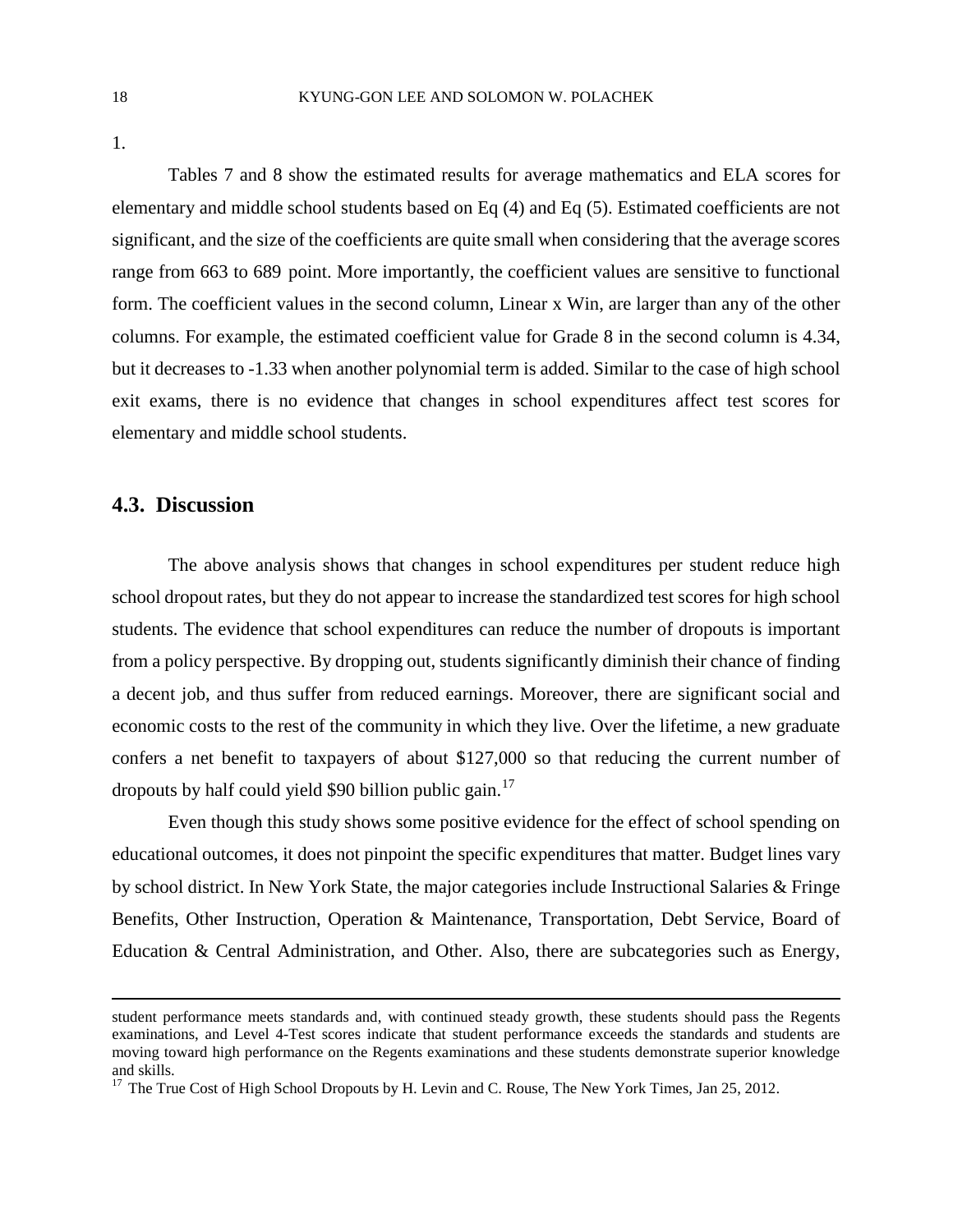1.

Tables 7 and 8 show the estimated results for average mathematics and ELA scores for elementary and middle school students based on Eq (4) and Eq (5). Estimated coefficients are not significant, and the size of the coefficients are quite small when considering that the average scores range from 663 to 689 point. More importantly, the coefficient values are sensitive to functional form. The coefficient values in the second column, Linear x Win, are larger than any of the other columns. For example, the estimated coefficient value for Grade 8 in the second column is 4.34, but it decreases to -1.33 when another polynomial term is added. Similar to the case of high school exit exams, there is no evidence that changes in school expenditures affect test scores for elementary and middle school students.

## 4.3. Discussion

The above analysis shows that changes in school expenditures per student reduce high school dropout rates, but they do not appear to increase the standardized test scores for high school students. The evidence that school expenditures can reduce the number of dropouts is important from a policy perspective. By dropping out, students significantly diminish their chance of finding a decent job, and thus suffer from reduced earnings. Moreover, there are significant social and economic costs to the rest of the community in which they live. Over the lifetime, a new graduate confers a net benefit to taxpayers of about $127,000 so that reducing the current number of dropouts by half could yield $90 billion public gain.[17]

Even though this study shows some positive evidence for the effect of school spending on educational outcomes, it does not pinpoint the specific expenditures that matter. Budget lines vary by school district. In New York State, the major categories include Instructional Salaries & Fringe Benefits, Other Instruction, Operation & Maintenance, Transportation, Debt Service, Board of Education & Central Administration, and Other. Also, there are subcategories such as Energy,

---

student performance meets standards and, with continued steady growth, these students should pass the Regents examinations, and Level 4-Test scores indicate that student performance exceeds the standards and students are moving toward high performance on the Regents examinations and these students demonstrate superior knowledge and skills.

[17] The True Cost of High School Dropouts by H. Levin and C. Rouse, The New York Times, Jan 25, 2012.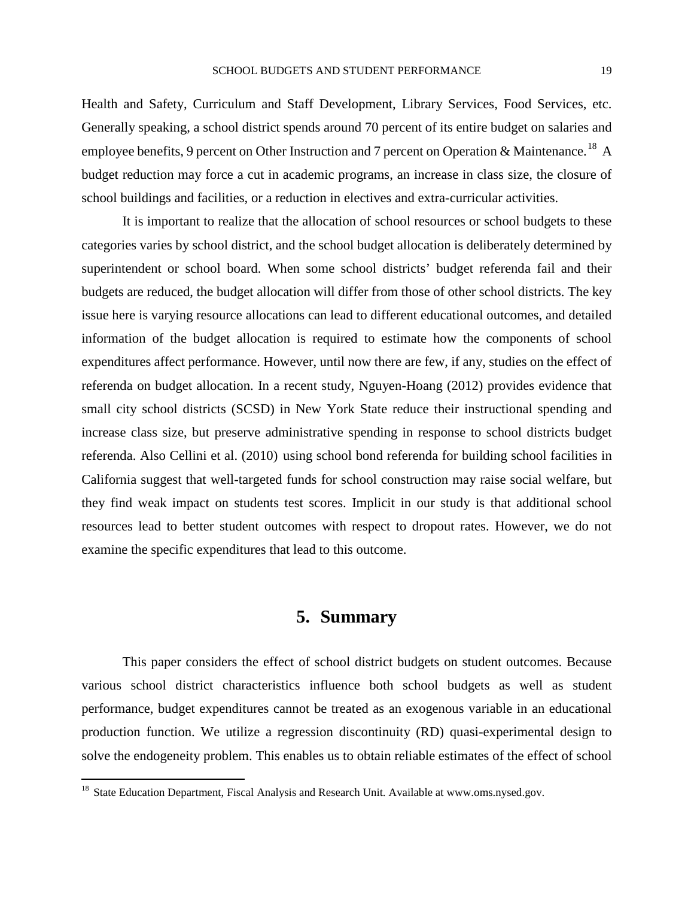Health and Safety, Curriculum and Staff Development, Library Services, Food Services, etc. Generally speaking, a school district spends around 70 percent of its entire budget on salaries and employee benefits, 9 percent on Other Instruction and 7 percent on Operation & Maintenance.[18] A budget reduction may force a cut in academic programs, an increase in class size, the closure of school buildings and facilities, or a reduction in electives and extra-curricular activities.

It is important to realize that the allocation of school resources or school budgets to these categories varies by school district, and the school budget allocation is deliberately determined by superintendent or school board. When some school districts' budget referenda fail and their budgets are reduced, the budget allocation will differ from those of other school districts. The key issue here is varying resource allocations can lead to different educational outcomes, and detailed information of the budget allocation is required to estimate how the components of school expenditures affect performance. However, until now there are few, if any, studies on the effect of referenda on budget allocation. In a recent study, Nguyen-Hoang (2012) provides evidence that small city school districts (SCSD) in New York State reduce their instructional spending and increase class size, but preserve administrative spending in response to school districts budget referenda. Also Cellini et al. (2010) using school bond referenda for building school facilities in California suggest that well-targeted funds for school construction may raise social welfare, but they find weak impact on students test scores. Implicit in our study is that additional school resources lead to better student outcomes with respect to dropout rates. However, we do not examine the specific expenditures that lead to this outcome.

## 5. Summary

This paper considers the effect of school district budgets on student outcomes. Because various school district characteristics influence both school budgets as well as student performance, budget expenditures cannot be treated as an exogenous variable in an educational production function. We utilize a regression discontinuity (RD) quasi-experimental design to solve the endogeneity problem. This enables us to obtain reliable estimates of the effect of school

[18] State Education Department, Fiscal Analysis and Research Unit. Available at www.oms.nysed.gov.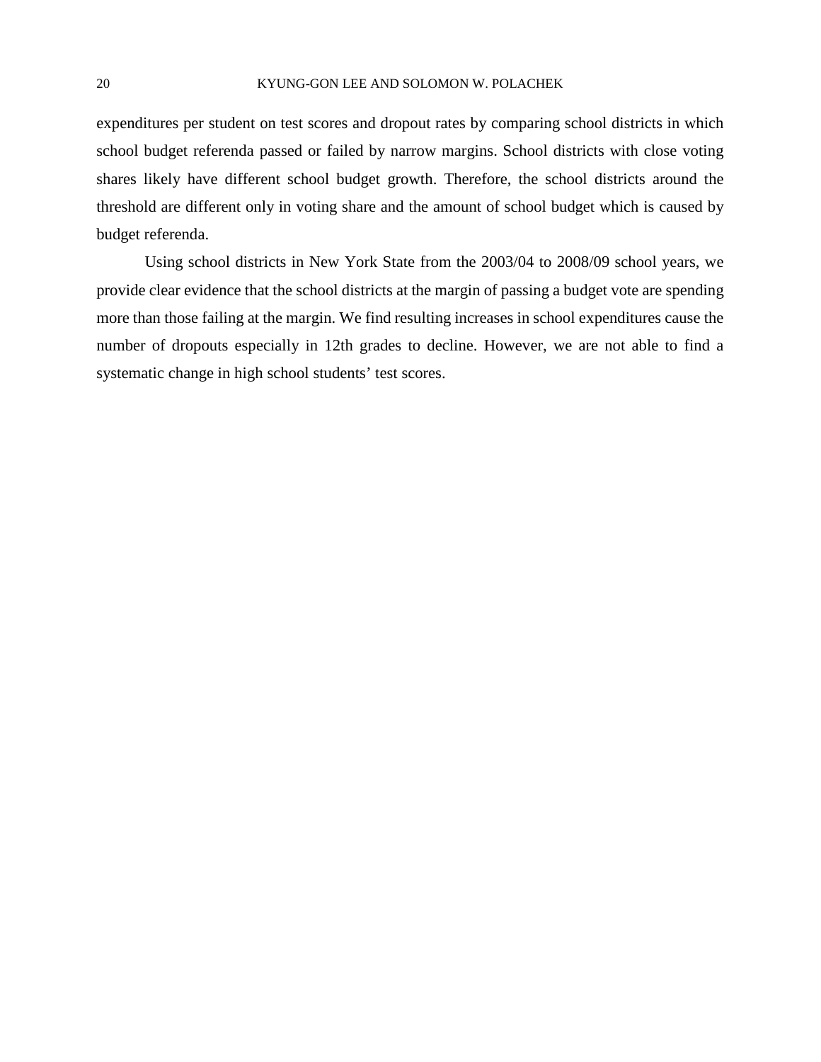expenditures per student on test scores and dropout rates by comparing school districts in which school budget referenda passed or failed by narrow margins. School districts with close voting shares likely have different school budget growth. Therefore, the school districts around the threshold are different only in voting share and the amount of school budget which is caused by budget referenda.

Using school districts in New York State from the 2003/04 to 2008/09 school years, we provide clear evidence that the school districts at the margin of passing a budget vote are spending more than those failing at the margin. We find resulting increases in school expenditures cause the number of dropouts especially in 12th grades to decline. However, we are not able to find a systematic change in high school students' test scores.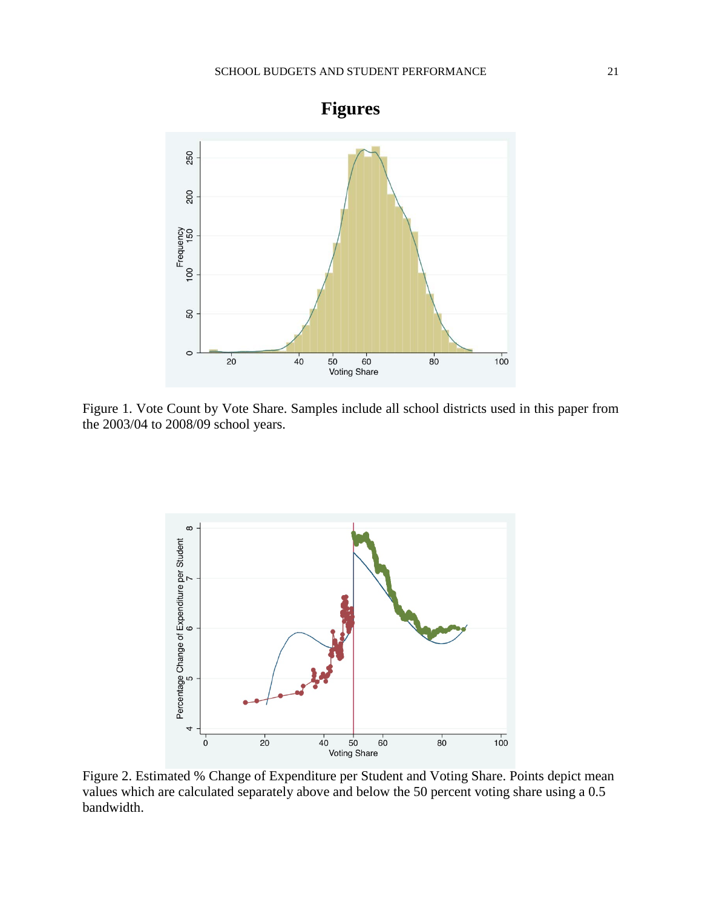# Figures

Figure 1. Vote Count by Vote Share. Samples include all school districts used in this paper from the 2003/04 to 2008/09 school years.

Figure 2. Estimated % Change of Expenditure per Student and Voting Share. Points depict mean values which are calculated separately above and below the 50 percent voting share using a 0.5 bandwidth.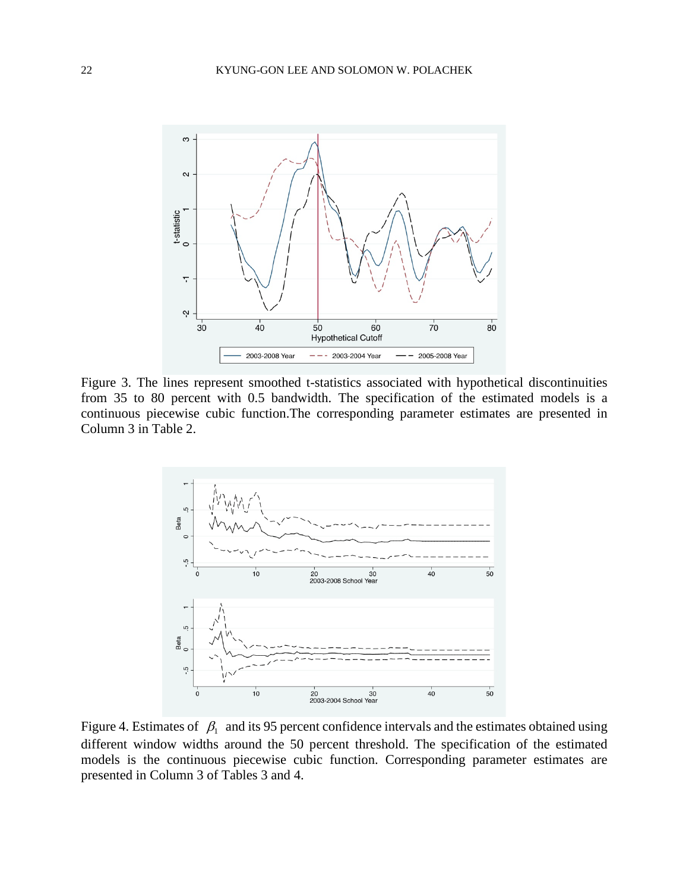Figure 3. The lines represent smoothed t-statistics associated with hypothetical discontinuities from 35 to 80 percent with 0.5 bandwidth. The specification of the estimated models is a continuous piecewise cubic function.The corresponding parameter estimates are presented in Column 3 in Table 2.

Figure 4. Estimates of $\beta_1$ and its 95 percent confidence intervals and the estimates obtained using different window widths around the 50 percent threshold. The specification of the estimated models is the continuous piecewise cubic function. Corresponding parameter estimates are presented in Column 3 of Tables 3 and 4.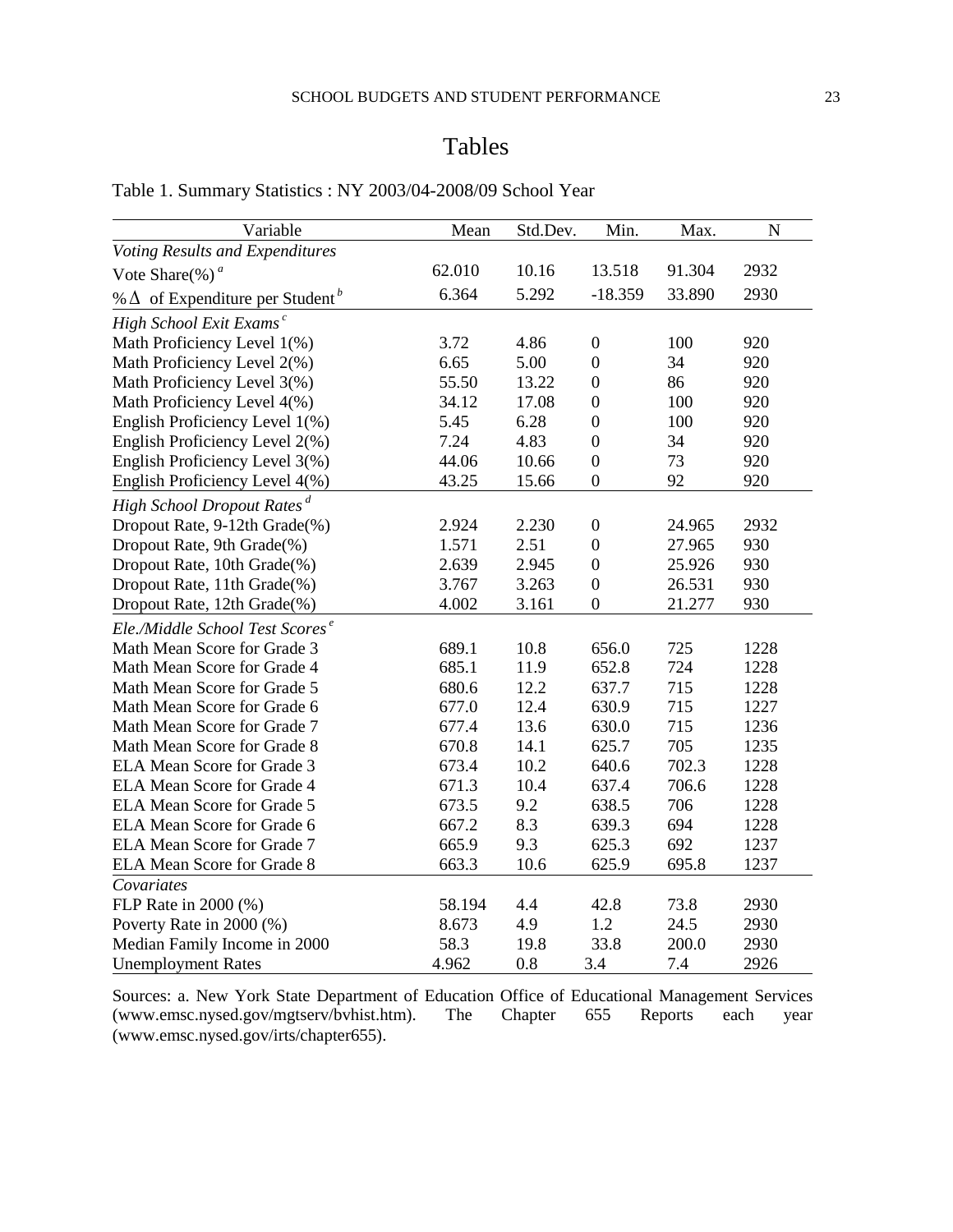# Tables

Table 1. Summary Statistics : NY 2003/04-2008/09 School Year

| Variable | Mean | Std.Dev. | Min. | Max. | N |
|---|---|---|---|---|---|
| *Voting Results and Expenditures* | | | | | |
| Vote Share(%) [a] | 62.010 | 10.16 | 13.518 | 91.304 | 2932 |
| %$\Delta$ of Expenditure per Student [b] | 6.364 | 5.292 | -18.359 | 33.890 | 2930 |
| *High School Exit Exams* [c] | | | | | |
| Math Proficiency Level 1(%) | 3.72 | 4.86 | 0 | 100 | 920 |
| Math Proficiency Level 2(%) | 6.65 | 5.00 | 0 | 34 | 920 |
| Math Proficiency Level 3(%) | 55.50 | 13.22 | 0 | 86 | 920 |
| Math Proficiency Level 4(%) | 34.12 | 17.08 | 0 | 100 | 920 |
| English Proficiency Level 1(%) | 5.45 | 6.28 | 0 | 100 | 920 |
| English Proficiency Level 2(%) | 7.24 | 4.83 | 0 | 34 | 920 |
| English Proficiency Level 3(%) | 44.06 | 10.66 | 0 | 73 | 920 |
| English Proficiency Level 4(%) | 43.25 | 15.66 | 0 | 92 | 920 |
| *High School Dropout Rates* [d] | | | | | |
| Dropout Rate, 9-12th Grade(%) | 2.924 | 2.230 | 0 | 24.965 | 2932 |
| Dropout Rate, 9th Grade(%) | 1.571 | 2.51 | 0 | 27.965 | 930 |
| Dropout Rate, 10th Grade(%) | 2.639 | 2.945 | 0 | 25.926 | 930 |
| Dropout Rate, 11th Grade(%) | 3.767 | 3.263 | 0 | 26.531 | 930 |
| Dropout Rate, 12th Grade(%) | 4.002 | 3.161 | 0 | 21.277 | 930 |
| *Ele./Middle School Test Scores* [e] | | | | | |
| Math Mean Score for Grade 3 | 689.1 | 10.8 | 656.0 | 725 | 1228 |
| Math Mean Score for Grade 4 | 685.1 | 11.9 | 652.8 | 724 | 1228 |
| Math Mean Score for Grade 5 | 680.6 | 12.2 | 637.7 | 715 | 1228 |
| Math Mean Score for Grade 6 | 677.0 | 12.4 | 630.9 | 715 | 1227 |
| Math Mean Score for Grade 7 | 677.4 | 13.6 | 630.0 | 715 | 1236 |
| Math Mean Score for Grade 8 | 670.8 | 14.1 | 625.7 | 705 | 1235 |
| ELA Mean Score for Grade 3 | 673.4 | 10.2 | 640.6 | 702.3 | 1228 |
| ELA Mean Score for Grade 4 | 671.3 | 10.4 | 637.4 | 706.6 | 1228 |
| ELA Mean Score for Grade 5 | 673.5 | 9.2 | 638.5 | 706 | 1228 |
| ELA Mean Score for Grade 6 | 667.2 | 8.3 | 639.3 | 694 | 1228 |
| ELA Mean Score for Grade 7 | 665.9 | 9.3 | 625.3 | 692 | 1237 |
| ELA Mean Score for Grade 8 | 663.3 | 10.6 | 625.9 | 695.8 | 1237 |
| *Covariates* | | | | | |
| FLP Rate in 2000 (%) | 58.194 | 4.4 | 42.8 | 73.8 | 2930 |
| Poverty Rate in 2000 (%) | 8.673 | 4.9 | 1.2 | 24.5 | 2930 |
| Median Family Income in 2000 | 58.3 | 19.8 | 33.8 | 200.0 | 2930 |
| Unemployment Rates | 4.962 | 0.8 | 3.4 | 7.4 | 2926 |

Sources: a. New York State Department of Education Office of Educational Management Services (www.emsc.nysed.gov/mgtserv/bvhist.htm). The Chapter 655 Reports each year (www.emsc.nysed.gov/irts/chapter655).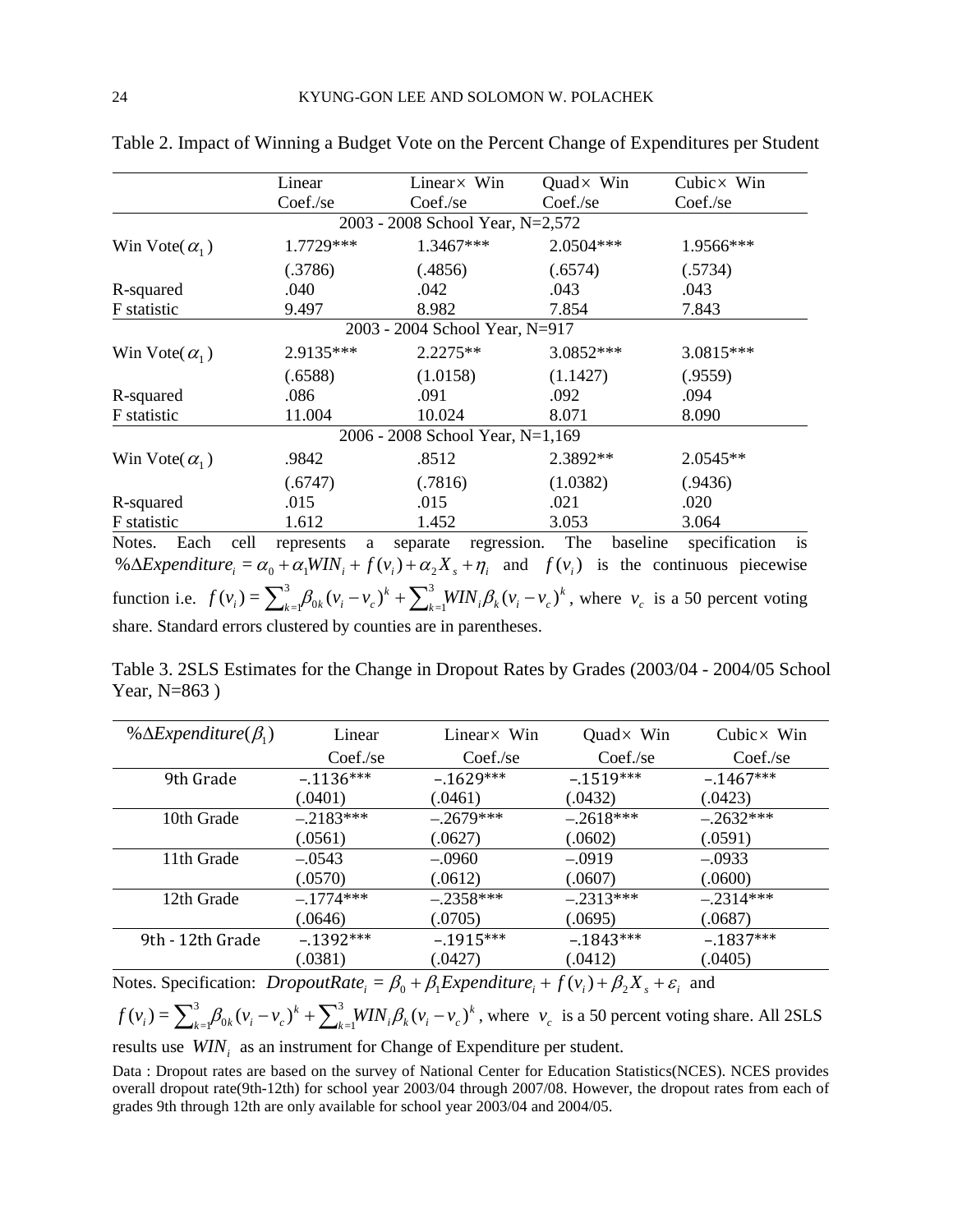Table 2. Impact of Winning a Budget Vote on the Percent Change of Expenditures per Student

| | Linear | Linear× Win | Quad× Win | Cubic× Win |
|---|---|---|---|---|
| | Coef./se | Coef./se | Coef./se | Coef./se |
| **2003 - 2008 School Year, N=2,572** | | | | |
| Win Vote($\alpha_1$) | 1.7729*** | 1.3467*** | 2.0504*** | 1.9566*** |
| | (.3786) | (.4856) | (.6574) | (.5734) |
| R-squared | .040 | .042 | .043 | .043 |
| F statistic | 9.497 | 8.982 | 7.854 | 7.843 |
| **2003 - 2004 School Year, N=917** | | | | |
| Win Vote($\alpha_1$) | 2.9135*** | 2.2275** | 3.0852*** | 3.0815*** |
| | (.6588) | (1.0158) | (1.1427) | (.9559) |
| R-squared | .086 | .091 | .092 | .094 |
| F statistic | 11.004 | 10.024 | 8.071 | 8.090 |
| **2006 - 2008 School Year, N=1,169** | | | | |
| Win Vote($\alpha_1$) | .9842 | .8512 | 2.3892** | 2.0545** |
| | (.6747) | (.7816) | (1.0382) | (.9436) |
| R-squared | .015 | .015 | .021 | .020 |
| F statistic | 1.612 | 1.452 | 3.053 | 3.064 |

Notes. Each cell represents a separate regression. The baseline specification is $\%\Delta Expenditure_i = \alpha_0 + \alpha_1 WIN_i + f(v_i) + \alpha_2 X_s + \eta_i$ and $f(v_i)$ is the continuous piecewise function i.e. $f(v_i) = \sum_{k=1}^{3} \beta_{0k}(v_i - v_c)^k + \sum_{k=1}^{3} WIN_i \beta_k (v_i - v_c)^k$, where $v_c$ is a 50 percent voting share. Standard errors clustered by counties are in parentheses.

Table 3. 2SLS Estimates for the Change in Dropout Rates by Grades (2003/04 - 2004/05 School Year, N=863 )

| $\%\Delta Expenditure(\beta_1)$ | Linear | Linear× Win | Quad× Win | Cubic× Win |
|---|---|---|---|---|
| | Coef./se | Coef./se | Coef./se | Coef./se |
| 9th Grade | –.1136*** | –.1629*** | –.1519*** | –.1467*** |
| | (.0401) | (.0461) | (.0432) | (.0423) |
| 10th Grade | –.2183*** | –.2679*** | –.2618*** | –.2632*** |
| | (.0561) | (.0627) | (.0602) | (.0591) |
| 11th Grade | –.0543 | –.0960 | –.0919 | –.0933 |
| | (.0570) | (.0612) | (.0607) | (.0600) |
| 12th Grade | –.1774*** | –.2358*** | –.2313*** | –.2314*** |
| | (.0646) | (.0705) | (.0695) | (.0687) |
| 9th - 12th Grade | –.1392*** | –.1915*** | –.1843*** | –.1837*** |
| | (.0381) | (.0427) | (.0412) | (.0405) |

Notes. Specification: $DropoutRate_i = \beta_0 + \beta_1 Expenditure_i + f(v_i) + \beta_2 X_s + \varepsilon_i$ and $f(v_i) = \sum_{k=1}^{3} \beta_{0k}(v_i - v_c)^k + \sum_{k=1}^{3} WIN_i \beta_k (v_i - v_c)^k$, where $v_c$ is a 50 percent voting share. All 2SLS results use $WIN_i$ as an instrument for Change of Expenditure per student.

Data : Dropout rates are based on the survey of National Center for Education Statistics(NCES). NCES provides overall dropout rate(9th-12th) for school year 2003/04 through 2007/08. However, the dropout rates from each of grades 9th through 12th are only available for school year 2003/04 and 2004/05.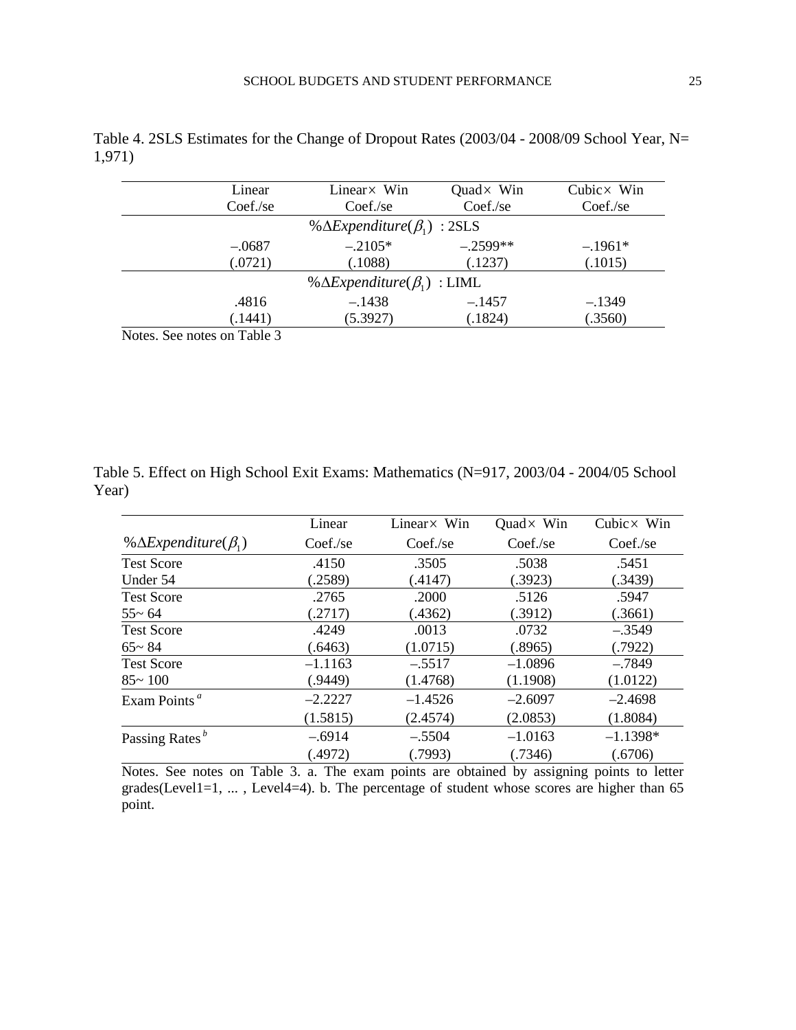Table 4. 2SLS Estimates for the Change of Dropout Rates (2003/04 - 2008/09 School Year, N= 1,971)

| Linear<br>Coef./se | Linear× Win<br>Coef./se | Quad× Win<br>Coef./se | Cubic× Win<br>Coef./se |
|---|---|---|---|
| $\%\Delta Expenditure(\beta_1)$ : 2SLS | | | |
| –.0687<br>(.0721) | –.2105*<br>(.1088) | –.2599**<br>(.1237) | –.1961*<br>(.1015) |
| $\%\Delta Expenditure(\beta_1)$ : LIML | | | |
| .4816<br>(.1441) | –.1438<br>(5.3927) | –.1457<br>(.1824) | –.1349<br>(.3560) |

Notes. See notes on Table 3

Table 5. Effect on High School Exit Exams: Mathematics (N=917, 2003/04 - 2004/05 School Year)

| $\%\Delta Expenditure(\beta_1)$ | Linear<br>Coef./se | Linear× Win<br>Coef./se | Quad× Win<br>Coef./se | Cubic× Win<br>Coef./se |
|---|---|---|---|---|
| Test Score<br>Under 54 | .4150<br>(.2589) | .3505<br>(.4147) | .5038<br>(.3923) | .5451<br>(.3439) |
| Test Score<br>55~ 64 | .2765<br>(.2717) | .2000<br>(.4362) | .5126<br>(.3912) | .5947<br>(.3661) |
| Test Score<br>65~ 84 | .4249<br>(.6463) | .0013<br>(1.0715) | .0732<br>(.8965) | –.3549<br>(.7922) |
| Test Score<br>85~ 100 | –1.1163<br>(.9449) | –.5517<br>(1.4768) | –1.0896<br>(1.1908) | –.7849<br>(1.0122) |
| Exam Points [a] | –2.2227<br>(1.5815) | –1.4526<br>(2.4574) | –2.6097<br>(2.0853) | –2.4698<br>(1.8084) |
| Passing Rates [b] | –.6914<br>(.4972) | –.5504<br>(.7993) | –1.0163<br>(.7346) | –1.1398*<br>(.6706) |

Notes. See notes on Table 3. a. The exam points are obtained by assigning points to letter grades(Level1=1, ... , Level4=4). b. The percentage of student whose scores are higher than 65 point.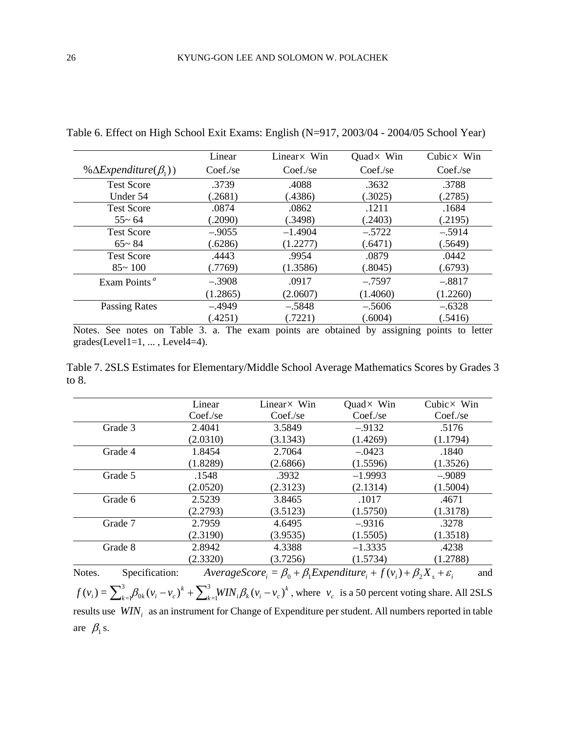Table 6. Effect on High School Exit Exams: English (N=917, 2003/04 - 2004/05 School Year)

| $\%\Delta Expenditure(\beta_1)$ | Linear<br>Coef./se | Linear× Win<br>Coef./se | Quad× Win<br>Coef./se | Cubic× Win<br>Coef./se |
|---|---|---|---|---|
| Test Score<br>Under 54 | .3739<br>(.2681) | .4088<br>(.4386) | .3632<br>(.3025) | .3788<br>(.2785) |
| Test Score<br>55~ 64 | .0874<br>(.2090) | .0862<br>(.3498) | .1211<br>(.2403) | .1684<br>(.2195) |
| Test Score<br>65~ 84 | –.9055<br>(.6286) | –1.4904<br>(1.2277) | –.5722<br>(.6471) | –.5914<br>(.5649) |
| Test Score<br>85~ 100 | .4443<br>(.7769) | .9954<br>(1.3586) | .0879<br>(.8045) | .0442<br>(.6793) |
| Exam Points [a] | –.3908<br>(1.2865) | .0917<br>(2.0607) | –.7597<br>(1.4060) | –.8817<br>(1.2260) |
| Passing Rates | –.4949<br>(.4251) | –.5848<br>(.7221) | –.5606<br>(.6004) | –.6328<br>(.5416) |

Notes. See notes on Table 3. a. The exam points are obtained by assigning points to letter grades(Level1=1, ... , Level4=4).

Table 7. 2SLS Estimates for Elementary/Middle School Average Mathematics Scores by Grades 3 to 8.

| | Linear<br>Coef./se | Linear× Win<br>Coef./se | Quad× Win<br>Coef./se | Cubic× Win<br>Coef./se |
|---|---|---|---|---|
| Grade 3 | 2.4041<br>(2.0310) | 3.5849<br>(3.1343) | –.9132<br>(1.4269) | .5176<br>(1.1794) |
| Grade 4 | 1.8454<br>(1.8289) | 2.7064<br>(2.6866) | –.0423<br>(1.5596) | .1840<br>(1.3526) |
| Grade 5 | .1548<br>(2.0520) | .3932<br>(2.3123) | –1.9993<br>(2.1314) | –.9089<br>(1.5004) |
| Grade 6 | 2.5239<br>(2.2793) | 3.8465<br>(3.5123) | .1017<br>(1.5750) | .4671<br>(1.3178) |
| Grade 7 | 2.7959<br>(2.3190) | 4.6495<br>(3.9535) | –.9316<br>(1.5505) | .3278<br>(1.3518) |
| Grade 8 | 2.8942<br>(2.3320) | 4.3388<br>(3.7256) | –1.3335<br>(1.5734) | .4238<br>(1.2788) |

Notes. Specification: $AverageScore_i = \beta_0 + \beta_1 Expenditure_i + f(v_i) + \beta_2 X_s + \varepsilon_i$ and $f(v_i) = \sum_{k=1}^{3} \beta_{0k}(v_i - v_c)^k + \sum_{k=1}^{3} WIN_i \beta_k (v_i - v_c)^k$, where $v_c$ is a 50 percent voting share. All 2SLS results use $WIN_i$ as an instrument for Change of Expenditure per student. All numbers reported in table are $\beta_1$ s.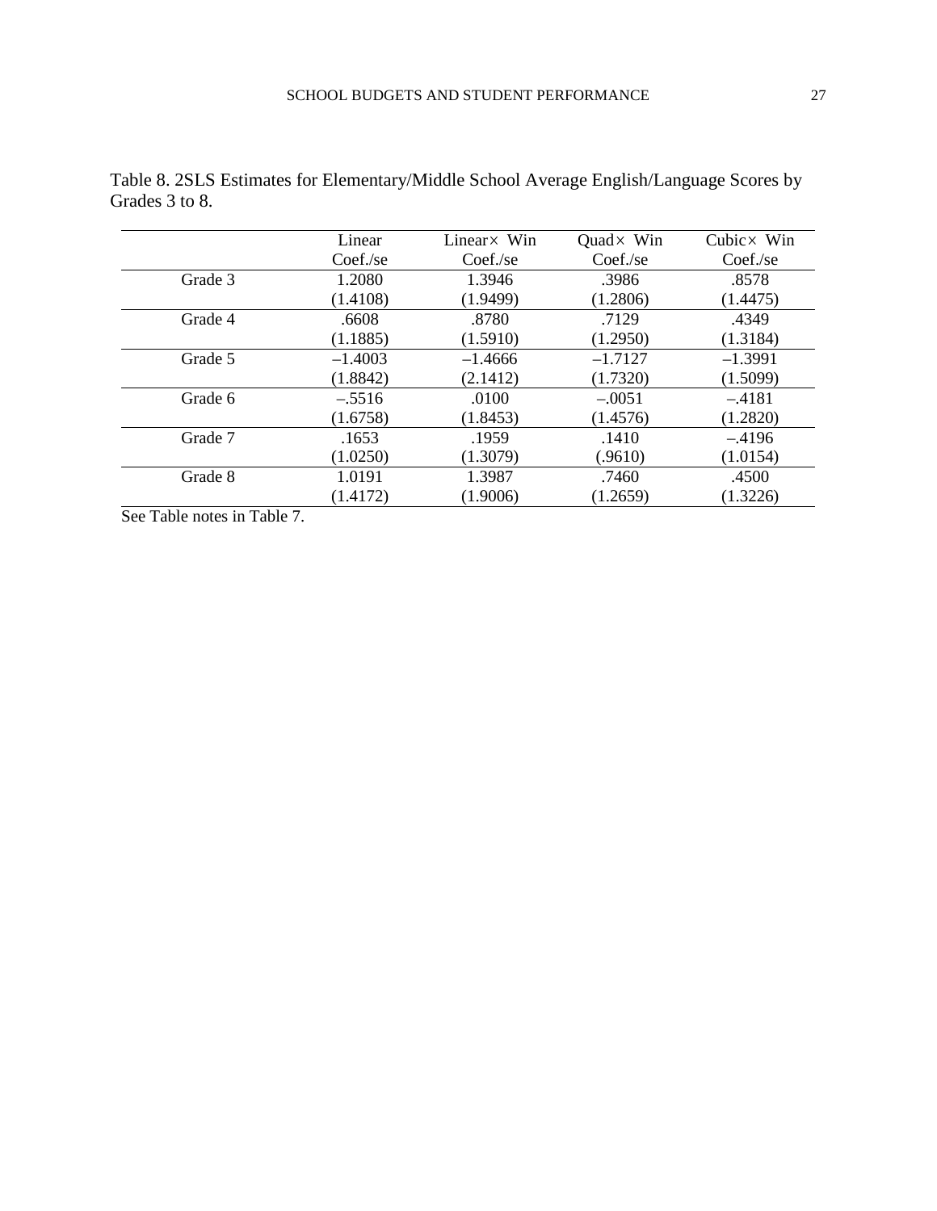Table 8. 2SLS Estimates for Elementary/Middle School Average English/Language Scores by Grades 3 to 8.

| | Linear<br>Coef./se | Linear× Win<br>Coef./se | Quad× Win<br>Coef./se | Cubic× Win<br>Coef./se |
|---|---|---|---|---|
| Grade 3 | 1.2080<br>(1.4108) | 1.3946<br>(1.9499) | .3986<br>(1.2806) | .8578<br>(1.4475) |
| Grade 4 | .6608<br>(1.1885) | .8780<br>(1.5910) | .7129<br>(1.2950) | .4349<br>(1.3184) |
| Grade 5 | –1.4003<br>(1.8842) | –1.4666<br>(2.1412) | –1.7127<br>(1.7320) | –1.3991<br>(1.5099) |
| Grade 6 | –.5516<br>(1.6758) | .0100<br>(1.8453) | –.0051<br>(1.4576) | –.4181<br>(1.2820) |
| Grade 7 | .1653<br>(1.0250) | .1959<br>(1.3079) | .1410<br>(.9610) | –.4196<br>(1.0154) |
| Grade 8 | 1.0191<br>(1.4172) | 1.3987<br>(1.9006) | .7460<br>(1.2659) | .4500<br>(1.3226) |

See Table notes in Table 7.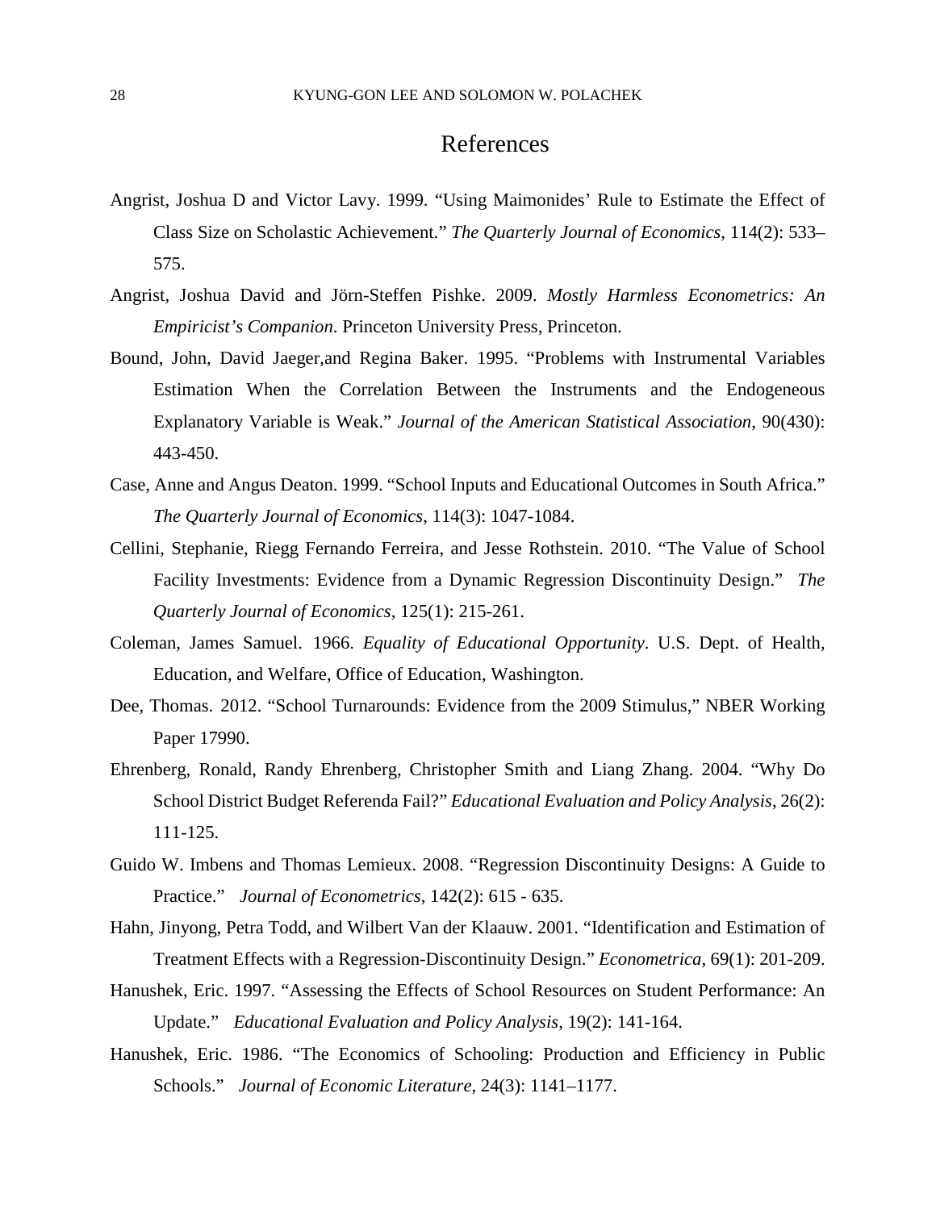# References

Angrist, Joshua D and Victor Lavy. 1999. "Using Maimonides' Rule to Estimate the Effect of Class Size on Scholastic Achievement." *The Quarterly Journal of Economics*, 114(2): 533–575.

Angrist, Joshua David and Jörn-Steffen Pishke. 2009. *Mostly Harmless Econometrics: An Empiricist's Companion*. Princeton University Press, Princeton.

Bound, John, David Jaeger,and Regina Baker. 1995. "Problems with Instrumental Variables Estimation When the Correlation Between the Instruments and the Endogeneous Explanatory Variable is Weak." *Journal of the American Statistical Association*, 90(430): 443-450.

Case, Anne and Angus Deaton. 1999. "School Inputs and Educational Outcomes in South Africa." *The Quarterly Journal of Economics*, 114(3): 1047-1084.

Cellini, Stephanie, Riegg Fernando Ferreira, and Jesse Rothstein. 2010. "The Value of School Facility Investments: Evidence from a Dynamic Regression Discontinuity Design." *The Quarterly Journal of Economics*, 125(1): 215-261.

Coleman, James Samuel. 1966. *Equality of Educational Opportunity*. U.S. Dept. of Health, Education, and Welfare, Office of Education, Washington.

Dee, Thomas. 2012. "School Turnarounds: Evidence from the 2009 Stimulus," NBER Working Paper 17990.

Ehrenberg, Ronald, Randy Ehrenberg, Christopher Smith and Liang Zhang. 2004. "Why Do School District Budget Referenda Fail?" *Educational Evaluation and Policy Analysis*, 26(2): 111-125.

Guido W. Imbens and Thomas Lemieux. 2008. "Regression Discontinuity Designs: A Guide to Practice." *Journal of Econometrics*, 142(2): 615 - 635.

Hahn, Jinyong, Petra Todd, and Wilbert Van der Klaauw. 2001. "Identification and Estimation of Treatment Effects with a Regression-Discontinuity Design." *Econometrica*, 69(1): 201-209.

Hanushek, Eric. 1997. "Assessing the Effects of School Resources on Student Performance: An Update." *Educational Evaluation and Policy Analysis*, 19(2): 141-164.

Hanushek, Eric. 1986. "The Economics of Schooling: Production and Efficiency in Public Schools." *Journal of Economic Literature*, 24(3): 1141–1177.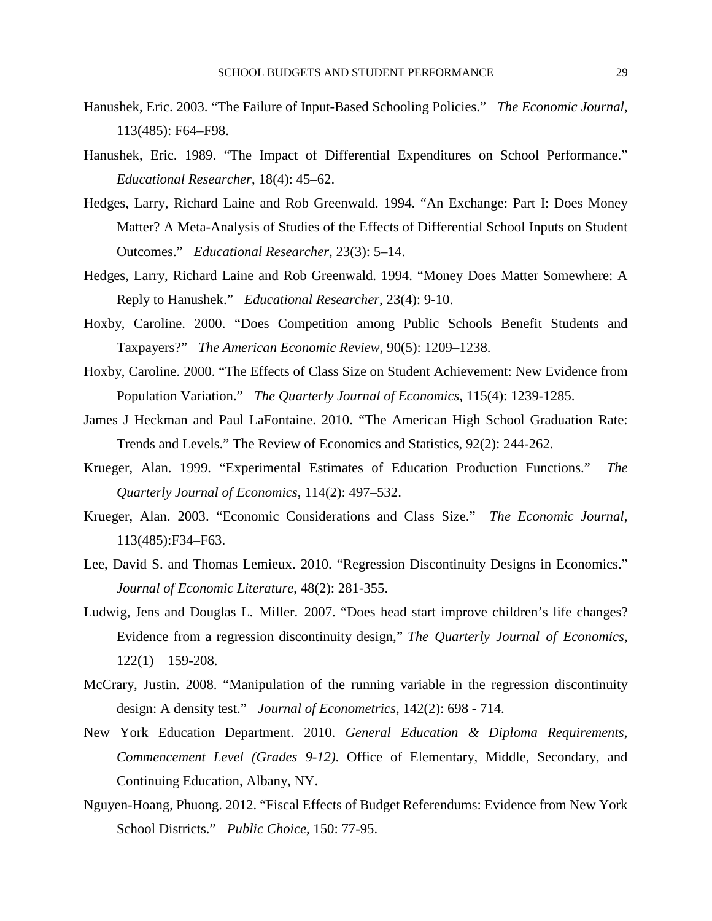Hanushek, Eric. 2003. “The Failure of Input-Based Schooling Policies.” *The Economic Journal*, 113(485): F64–F98.

Hanushek, Eric. 1989. “The Impact of Differential Expenditures on School Performance.” *Educational Researcher*, 18(4): 45–62.

Hedges, Larry, Richard Laine and Rob Greenwald. 1994. “An Exchange: Part I: Does Money Matter? A Meta-Analysis of Studies of the Effects of Differential School Inputs on Student Outcomes.” *Educational Researcher*, 23(3): 5–14.

Hedges, Larry, Richard Laine and Rob Greenwald. 1994. “Money Does Matter Somewhere: A Reply to Hanushek.” *Educational Researcher*, 23(4): 9-10.

Hoxby, Caroline. 2000. “Does Competition among Public Schools Benefit Students and Taxpayers?” *The American Economic Review*, 90(5): 1209–1238.

Hoxby, Caroline. 2000. “The Effects of Class Size on Student Achievement: New Evidence from Population Variation.” *The Quarterly Journal of Economics*, 115(4): 1239-1285.

James J Heckman and Paul LaFontaine. 2010. “The American High School Graduation Rate: Trends and Levels.” The Review of Economics and Statistics, 92(2): 244-262.

Krueger, Alan. 1999. “Experimental Estimates of Education Production Functions.” *The Quarterly Journal of Economics*, 114(2): 497–532.

Krueger, Alan. 2003. “Economic Considerations and Class Size.” *The Economic Journal*, 113(485):F34–F63.

Lee, David S. and Thomas Lemieux. 2010. “Regression Discontinuity Designs in Economics.” *Journal of Economic Literature*, 48(2): 281-355.

Ludwig, Jens and Douglas L. Miller. 2007. “Does head start improve children’s life changes? Evidence from a regression discontinuity design,” *The Quarterly Journal of Economics*, 122(1) 159-208.

McCrary, Justin. 2008. “Manipulation of the running variable in the regression discontinuity design: A density test.” *Journal of Econometrics*, 142(2): 698 - 714.

New York Education Department. 2010. *General Education & Diploma Requirements, Commencement Level (Grades 9-12)*. Office of Elementary, Middle, Secondary, and Continuing Education, Albany, NY.

Nguyen-Hoang, Phuong. 2012. “Fiscal Effects of Budget Referendums: Evidence from New York School Districts.” *Public Choice*, 150: 77-95.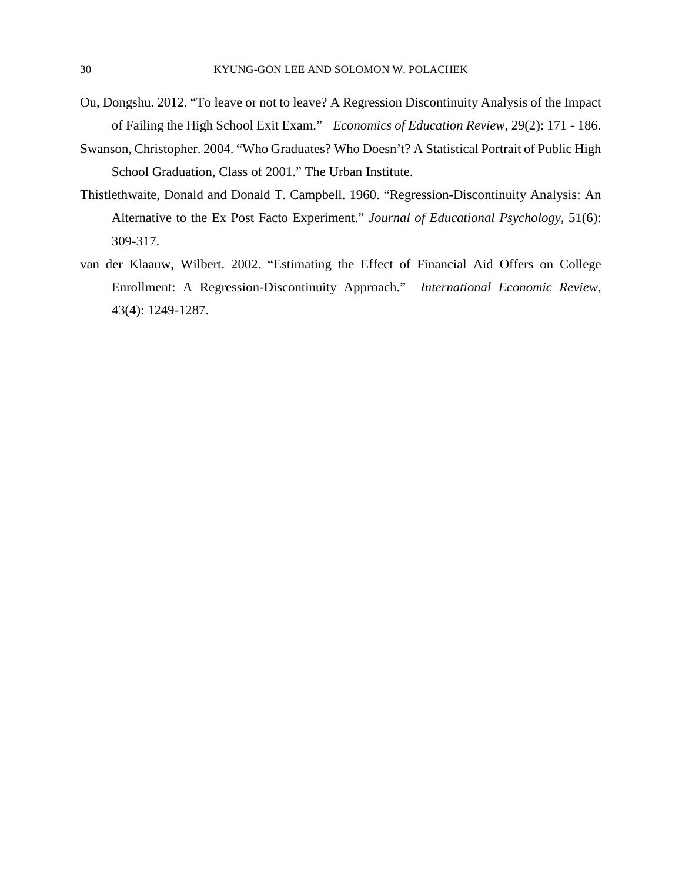Ou, Dongshu. 2012. "To leave or not to leave? A Regression Discontinuity Analysis of the Impact of Failing the High School Exit Exam." *Economics of Education Review*, 29(2): 171 - 186.

Swanson, Christopher. 2004. "Who Graduates? Who Doesn't? A Statistical Portrait of Public High School Graduation, Class of 2001." The Urban Institute.

Thistlethwaite, Donald and Donald T. Campbell. 1960. "Regression-Discontinuity Analysis: An Alternative to the Ex Post Facto Experiment." *Journal of Educational Psychology*, 51(6): 309-317.

van der Klaauw, Wilbert. 2002. "Estimating the Effect of Financial Aid Offers on College Enrollment: A Regression-Discontinuity Approach." *International Economic Review*, 43(4): 1249-1287.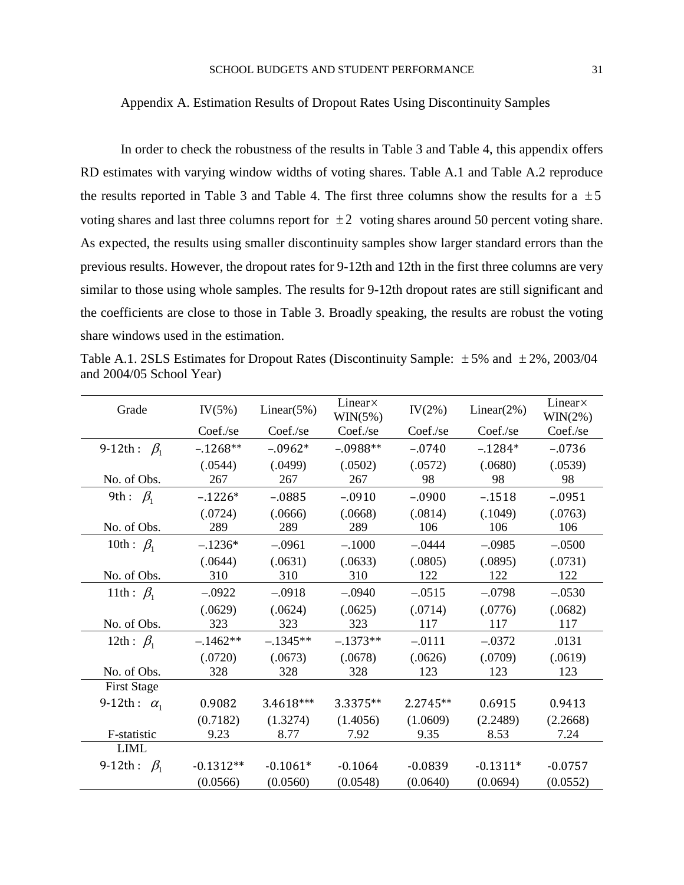Appendix A. Estimation Results of Dropout Rates Using Discontinuity Samples

In order to check the robustness of the results in Table 3 and Table 4, this appendix offers RD estimates with varying window widths of voting shares. Table A.1 and Table A.2 reproduce the results reported in Table 3 and Table 4. The first three columns show the results for a $\pm 5$ voting shares and last three columns report for $\pm 2$ voting shares around 50 percent voting share. As expected, the results using smaller discontinuity samples show larger standard errors than the previous results. However, the dropout rates for 9-12th and 12th in the first three columns are very similar to those using whole samples. The results for 9-12th dropout rates are still significant and the coefficients are close to those in Table 3. Broadly speaking, the results are robust the voting share windows used in the estimation.

Table A.1. 2SLS Estimates for Dropout Rates (Discontinuity Sample: $\pm 5$% and $\pm 2$%, 2003/04 and 2004/05 School Year)

| Grade | IV(5%) | Linear(5%) | Linear× WIN(5%) | IV(2%) | Linear(2%) | Linear× WIN(2%) |
|---|---|---|---|---|---|---|
| | Coef./se | Coef./se | Coef./se | Coef./se | Coef./se | Coef./se |
| 9-12th : $\beta_1$ | –.1268** | –.0962* | –.0988** | –.0740 | –.1284* | –.0736 |
| | (.0544) | (.0499) | (.0502) | (.0572) | (.0680) | (.0539) |
| No. of Obs. | 267 | 267 | 267 | 98 | 98 | 98 |
| 9th : $\beta_1$ | –.1226* | –.0885 | –.0910 | –.0900 | –.1518 | –.0951 |
| | (.0724) | (.0666) | (.0668) | (.0814) | (.1049) | (.0763) |
| No. of Obs. | 289 | 289 | 289 | 106 | 106 | 106 |
| 10th : $\beta_1$ | –.1236* | –.0961 | –.1000 | –.0444 | –.0985 | –.0500 |
| | (.0644) | (.0631) | (.0633) | (.0805) | (.0895) | (.0731) |
| No. of Obs. | 310 | 310 | 310 | 122 | 122 | 122 |
| 11th : $\beta_1$ | –.0922 | –.0918 | –.0940 | –.0515 | –.0798 | –.0530 |
| | (.0629) | (.0624) | (.0625) | (.0714) | (.0776) | (.0682) |
| No. of Obs. | 323 | 323 | 323 | 117 | 117 | 117 |
| 12th : $\beta_1$ | –.1462** | –.1345** | –.1373** | –.0111 | –.0372 | .0131 |
| | (.0720) | (.0673) | (.0678) | (.0626) | (.0709) | (.0619) |
| No. of Obs. | 328 | 328 | 328 | 123 | 123 | 123 |
| First Stage | | | | | | |
| 9-12th : $\alpha_1$ | 0.9082 | 3.4618*** | 3.3375** | 2.2745** | 0.6915 | 0.9413 |
| | (0.7182) | (1.3274) | (1.4056) | (1.0609) | (2.2489) | (2.2668) |
| F-statistic | 9.23 | 8.77 | 7.92 | 9.35 | 8.53 | 7.24 |
| LIML | | | | | | |
| 9-12th : $\beta_1$ | -0.1312** | -0.1061* | -0.1064 | -0.0839 | -0.1311* | -0.0757 |
| | (0.0566) | (0.0560) | (0.0548) | (0.0640) | (0.0694) | (0.0552) |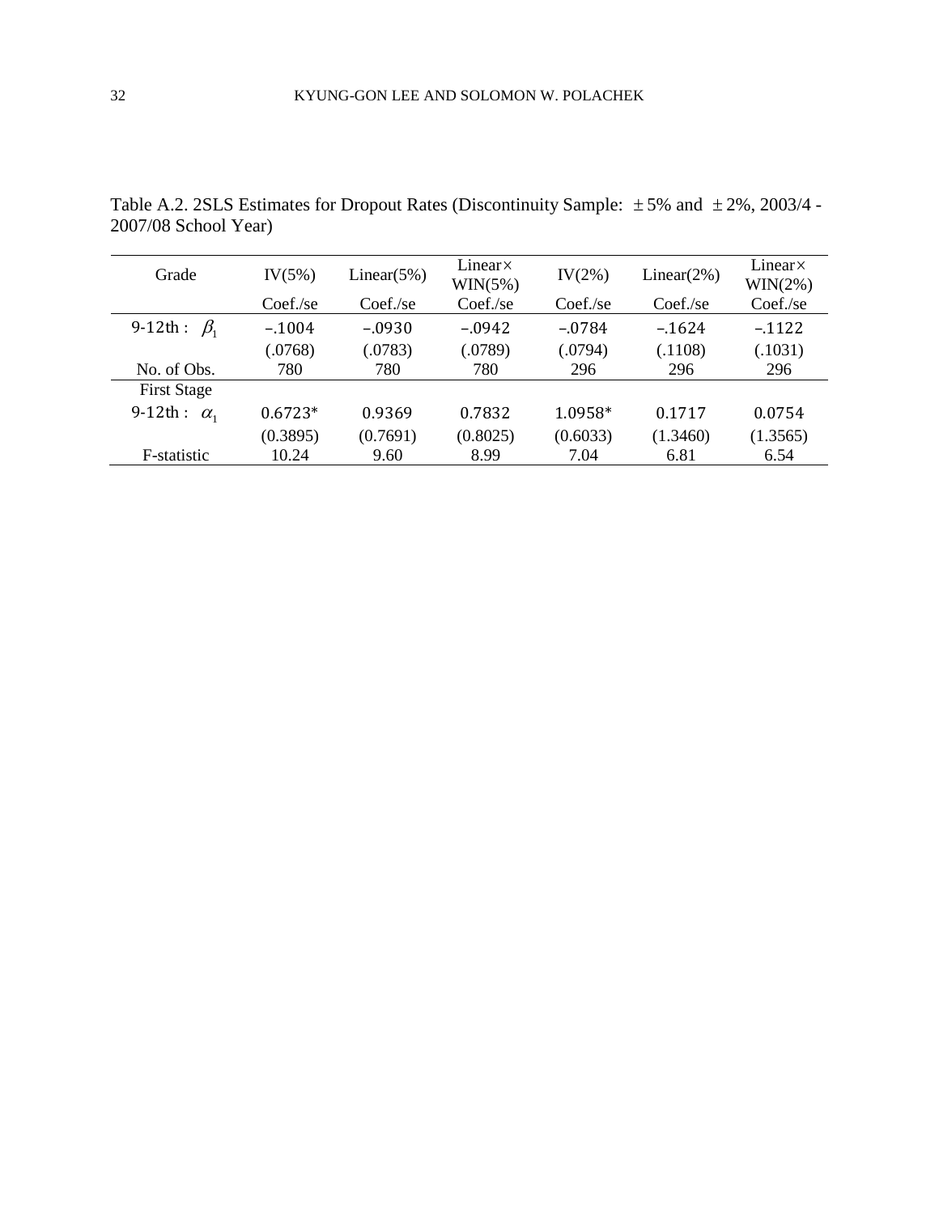Table A.2. 2SLS Estimates for Dropout Rates (Discontinuity Sample: $\pm 5\%$ and $\pm 2\%$, 2003/4 - 2007/08 School Year)

| Grade | IV(5%) | Linear(5%) | Linear× WIN(5%) | IV(2%) | Linear(2%) | Linear× WIN(2%) |
|---|---|---|---|---|---|---|
| | Coef./se | Coef./se | Coef./se | Coef./se | Coef./se | Coef./se |
| 9-12th : $\beta_1$ | −.1004 | −.0930 | −.0942 | −.0784 | −.1624 | −.1122 |
| | (.0768) | (.0783) | (.0789) | (.0794) | (.1108) | (.1031) |
| No. of Obs. | 780 | 780 | 780 | 296 | 296 | 296 |
| First Stage | | | | | | |
| 9-12th : $\alpha_1$ | 0.6723* | 0.9369 | 0.7832 | 1.0958* | 0.1717 | 0.0754 |
| | (0.3895) | (0.7691) | (0.8025) | (0.6033) | (1.3460) | (1.3565) |
| F-statistic | 10.24 | 9.60 | 8.99 | 7.04 | 6.81 | 6.54 |